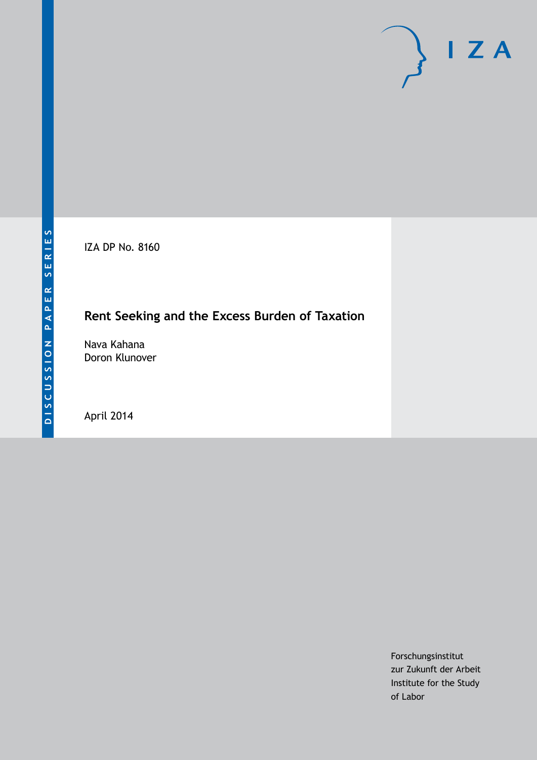DISCUSSION PAPER SERIES

IZA DP No. 8160

# Rent Seeking and the Excess Burden of Taxation

Nava Kahana
Doron Klunover

April 2014

Forschungsinstitut
zur Zukunft der Arbeit
Institute for the Study
of Labor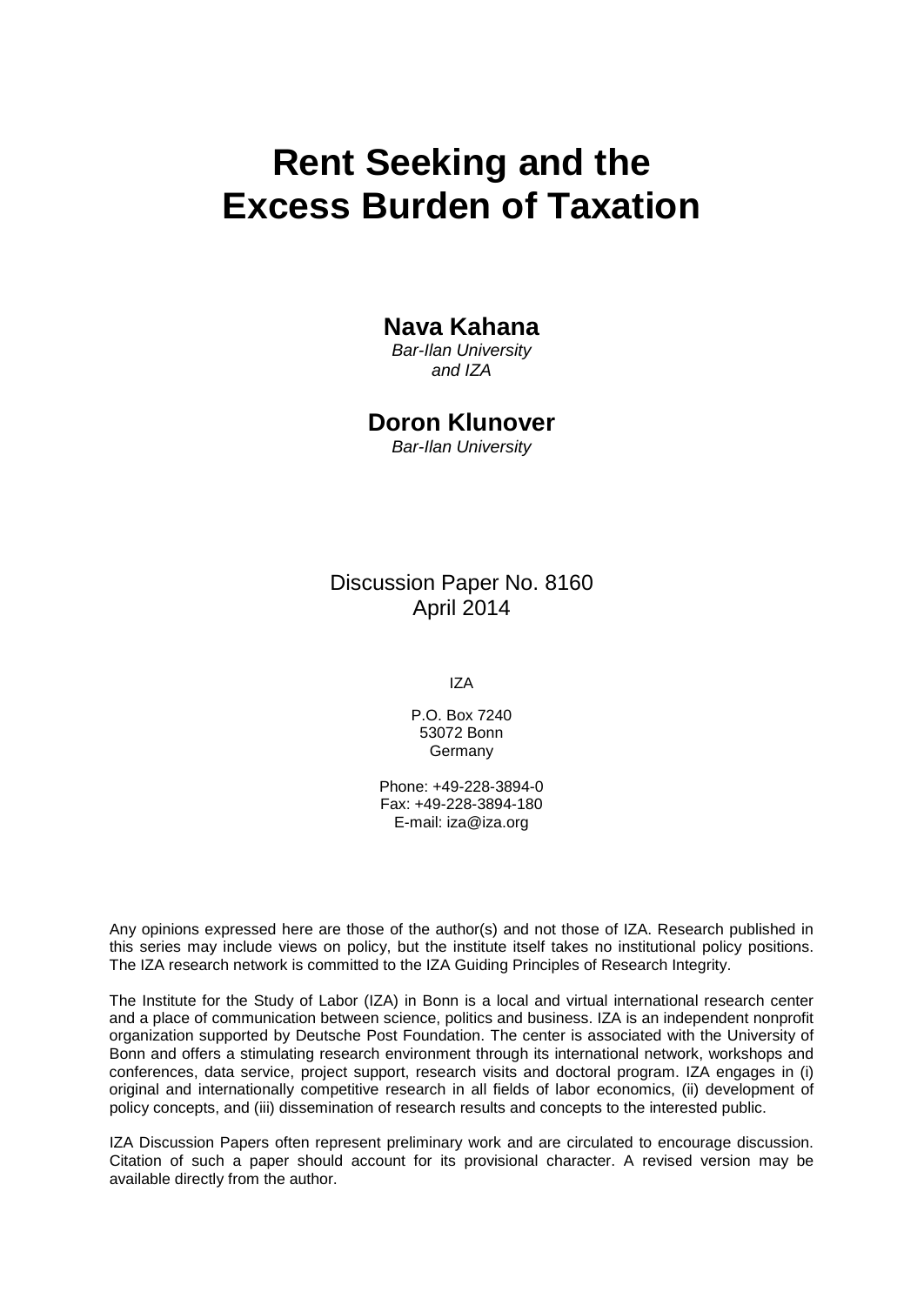# Rent Seeking and the Excess Burden of Taxation

**Nava Kahana**
*Bar-Ilan University and IZA*

**Doron Klunover**
*Bar-Ilan University*

Discussion Paper No. 8160
April 2014

IZA

P.O. Box 7240
53072 Bonn
Germany

Phone: +49-228-3894-0
Fax: +49-228-3894-180
E-mail: iza@iza.org

Any opinions expressed here are those of the author(s) and not those of IZA. Research published in this series may include views on policy, but the institute itself takes no institutional policy positions. The IZA research network is committed to the IZA Guiding Principles of Research Integrity.

The Institute for the Study of Labor (IZA) in Bonn is a local and virtual international research center and a place of communication between science, politics and business. IZA is an independent nonprofit organization supported by Deutsche Post Foundation. The center is associated with the University of Bonn and offers a stimulating research environment through its international network, workshops and conferences, data service, project support, research visits and doctoral program. IZA engages in (i) original and internationally competitive research in all fields of labor economics, (ii) development of policy concepts, and (iii) dissemination of research results and concepts to the interested public.

IZA Discussion Papers often represent preliminary work and are circulated to encourage discussion. Citation of such a paper should account for its provisional character. A revised version may be available directly from the author.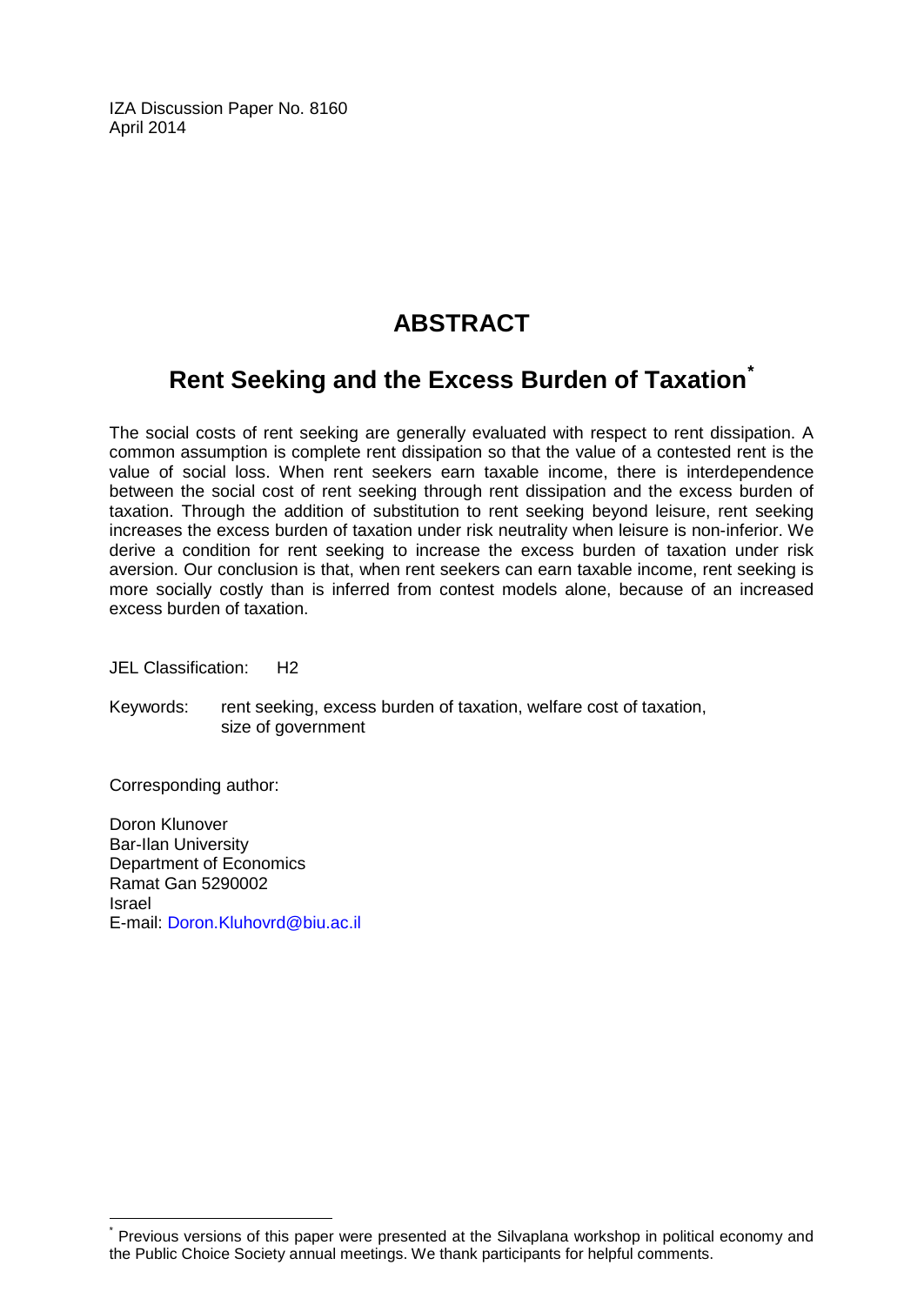IZA Discussion Paper No. 8160
April 2014

# ABSTRACT

## Rent Seeking and the Excess Burden of Taxation[*]

The social costs of rent seeking are generally evaluated with respect to rent dissipation. A common assumption is complete rent dissipation so that the value of a contested rent is the value of social loss. When rent seekers earn taxable income, there is interdependence between the social cost of rent seeking through rent dissipation and the excess burden of taxation. Through the addition of substitution to rent seeking beyond leisure, rent seeking increases the excess burden of taxation under risk neutrality when leisure is non-inferior. We derive a condition for rent seeking to increase the excess burden of taxation under risk aversion. Our conclusion is that, when rent seekers can earn taxable income, rent seeking is more socially costly than is inferred from contest models alone, because of an increased excess burden of taxation.

JEL Classification: H2

Keywords: rent seeking, excess burden of taxation, welfare cost of taxation, size of government

Corresponding author:

Doron Klunover
Bar-Ilan University
Department of Economics
Ramat Gan 5290002
Israel
E-mail: Doron.Kluhovrd@biu.ac.il

[*] Previous versions of this paper were presented at the Silvaplana workshop in political economy and the Public Choice Society annual meetings. We thank participants for helpful comments.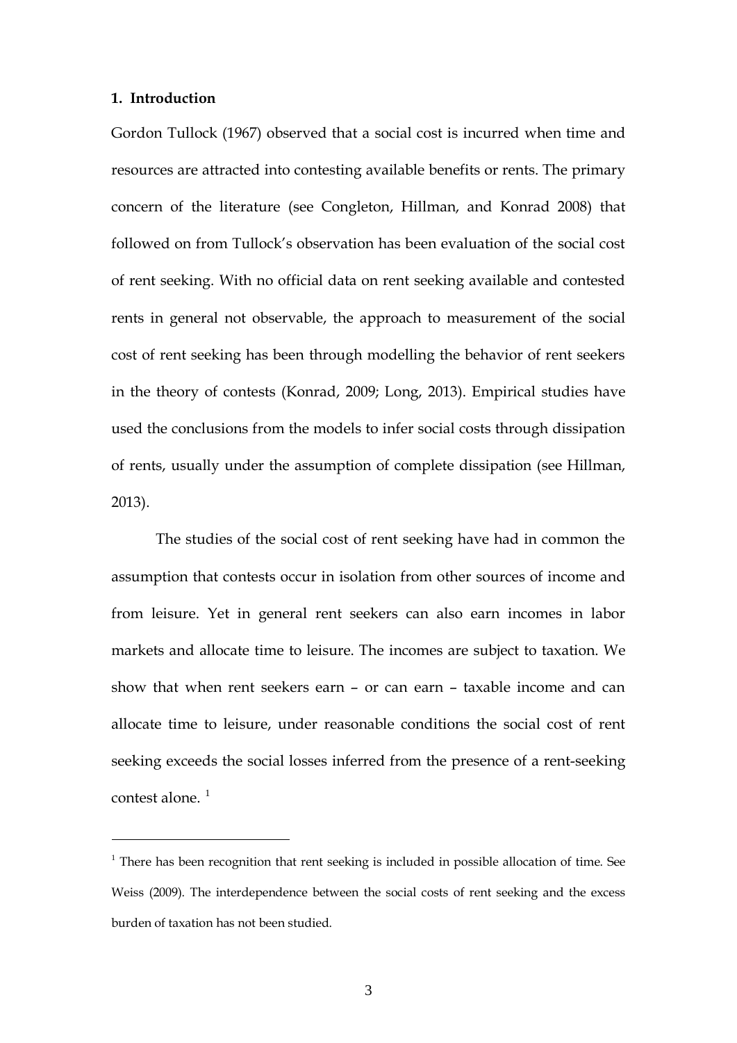## 1. Introduction

Gordon Tullock (1967) observed that a social cost is incurred when time and resources are attracted into contesting available benefits or rents. The primary concern of the literature (see Congleton, Hillman, and Konrad 2008) that followed on from Tullock's observation has been evaluation of the social cost of rent seeking. With no official data on rent seeking available and contested rents in general not observable, the approach to measurement of the social cost of rent seeking has been through modelling the behavior of rent seekers in the theory of contests (Konrad, 2009; Long, 2013). Empirical studies have used the conclusions from the models to infer social costs through dissipation of rents, usually under the assumption of complete dissipation (see Hillman, 2013).

The studies of the social cost of rent seeking have had in common the assumption that contests occur in isolation from other sources of income and from leisure. Yet in general rent seekers can also earn incomes in labor markets and allocate time to leisure. The incomes are subject to taxation. We show that when rent seekers earn – or can earn – taxable income and can allocate time to leisure, under reasonable conditions the social cost of rent seeking exceeds the social losses inferred from the presence of a rent-seeking contest alone. [1]

[1] There has been recognition that rent seeking is included in possible allocation of time. See Weiss (2009). The interdependence between the social costs of rent seeking and the excess burden of taxation has not been studied.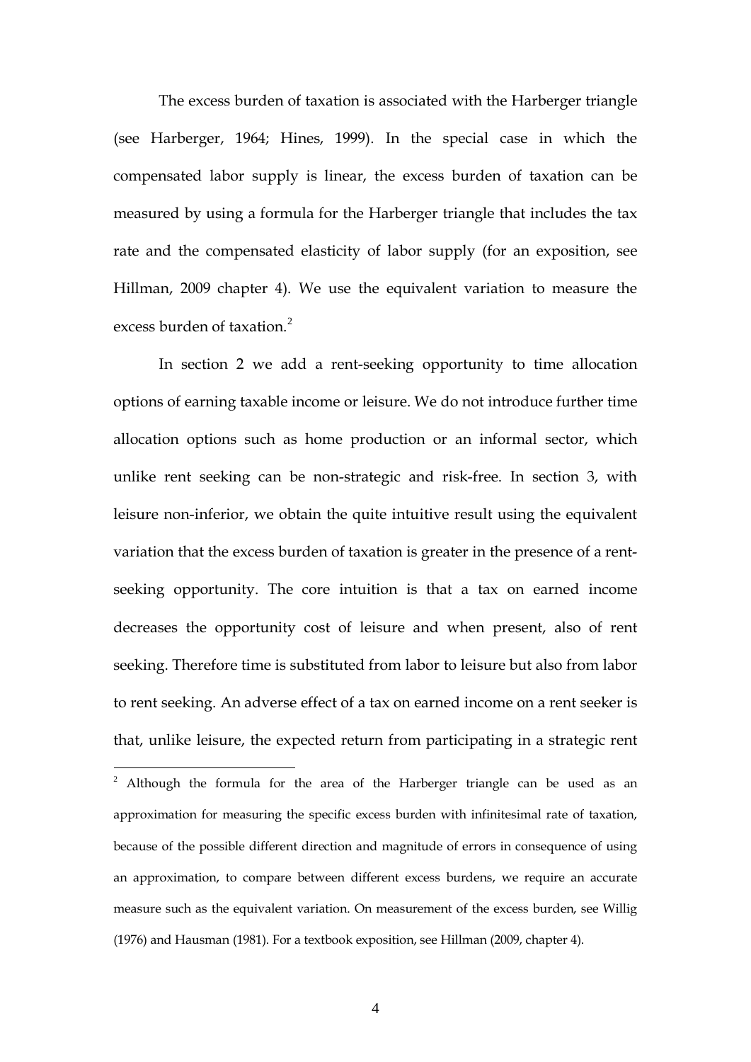The excess burden of taxation is associated with the Harberger triangle (see Harberger, 1964; Hines, 1999). In the special case in which the compensated labor supply is linear, the excess burden of taxation can be measured by using a formula for the Harberger triangle that includes the tax rate and the compensated elasticity of labor supply (for an exposition, see Hillman, 2009 chapter 4). We use the equivalent variation to measure the excess burden of taxation.[2]

In section 2 we add a rent-seeking opportunity to time allocation options of earning taxable income or leisure. We do not introduce further time allocation options such as home production or an informal sector, which unlike rent seeking can be non-strategic and risk-free. In section 3, with leisure non-inferior, we obtain the quite intuitive result using the equivalent variation that the excess burden of taxation is greater in the presence of a rent-seeking opportunity. The core intuition is that a tax on earned income decreases the opportunity cost of leisure and when present, also of rent seeking. Therefore time is substituted from labor to leisure but also from labor to rent seeking. An adverse effect of a tax on earned income on a rent seeker is that, unlike leisure, the expected return from participating in a strategic rent

---

[2] Although the formula for the area of the Harberger triangle can be used as an approximation for measuring the specific excess burden with infinitesimal rate of taxation, because of the possible different direction and magnitude of errors in consequence of using an approximation, to compare between different excess burdens, we require an accurate measure such as the equivalent variation. On measurement of the excess burden, see Willig (1976) and Hausman (1981). For a textbook exposition, see Hillman (2009, chapter 4).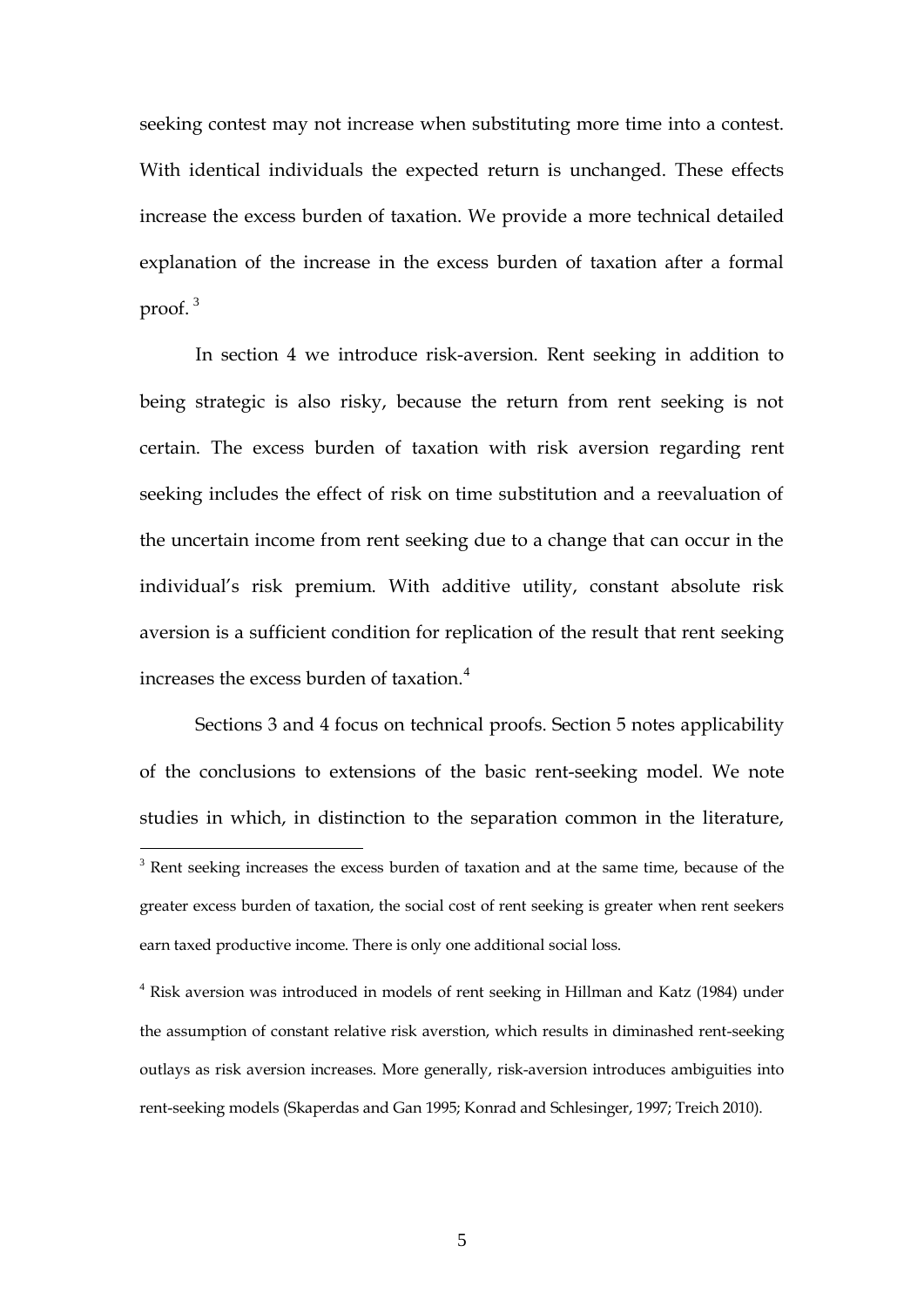seeking contest may not increase when substituting more time into a contest. With identical individuals the expected return is unchanged. These effects increase the excess burden of taxation. We provide a more technical detailed explanation of the increase in the excess burden of taxation after a formal proof. [3]

In section 4 we introduce risk-aversion. Rent seeking in addition to being strategic is also risky, because the return from rent seeking is not certain. The excess burden of taxation with risk aversion regarding rent seeking includes the effect of risk on time substitution and a reevaluation of the uncertain income from rent seeking due to a change that can occur in the individual's risk premium. With additive utility, constant absolute risk aversion is a sufficient condition for replication of the result that rent seeking increases the excess burden of taxation.[4]

Sections 3 and 4 focus on technical proofs. Section 5 notes applicability of the conclusions to extensions of the basic rent-seeking model. We note studies in which, in distinction to the separation common in the literature,

---

[3] Rent seeking increases the excess burden of taxation and at the same time, because of the greater excess burden of taxation, the social cost of rent seeking is greater when rent seekers earn taxed productive income. There is only one additional social loss.

[4] Risk aversion was introduced in models of rent seeking in Hillman and Katz (1984) under the assumption of constant relative risk averstion, which results in diminashed rent-seeking outlays as risk aversion increases. More generally, risk-aversion introduces ambiguities into rent-seeking models (Skaperdas and Gan 1995; Konrad and Schlesinger, 1997; Treich 2010).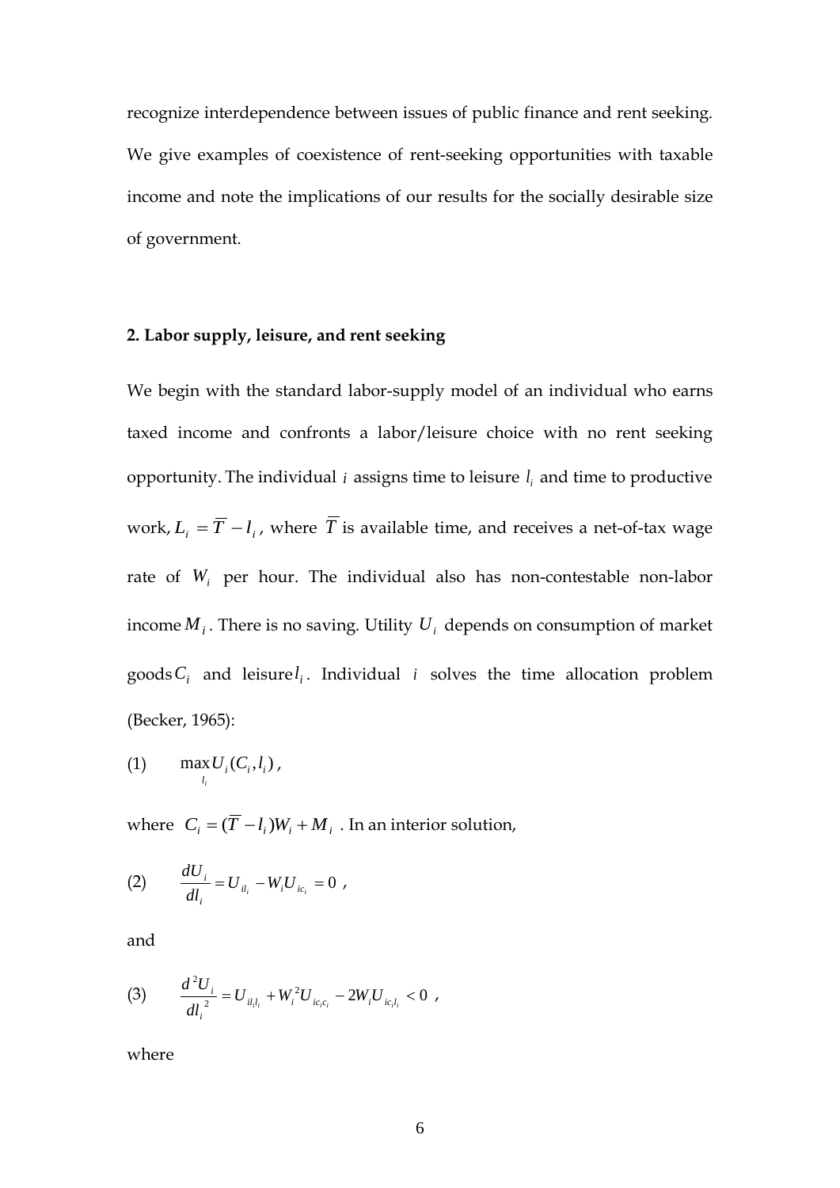recognize interdependence between issues of public finance and rent seeking. We give examples of coexistence of rent-seeking opportunities with taxable income and note the implications of our results for the socially desirable size of government.

## 2. Labor supply, leisure, and rent seeking

We begin with the standard labor-supply model of an individual who earns taxed income and confronts a labor/leisure choice with no rent seeking opportunity. The individual $i$ assigns time to leisure $l_i$ and time to productive work, $L_i = \overline{T} - l_i$, where $\overline{T}$ is available time, and receives a net-of-tax wage rate of $W_i$ per hour. The individual also has non-contestable non-labor income $M_i$. There is no saving. Utility $U_i$ depends on consumption of market goods $C_i$ and leisure $l_i$. Individual $i$ solves the time allocation problem (Becker, 1965):

$$(1) \qquad \max_{l_i} U_i(C_i, l_i),$$

where $C_i = (\overline{T} - l_i)W_i + M_i$. In an interior solution,

$$(2) \qquad \frac{dU_i}{dl_i} = U_{il_i} - W_i U_{ic_i} = 0 ,$$

and

$$(3) \qquad \frac{d^2U_i}{dl_i^{\,2}} = U_{il_il_i} + W_i^2 U_{ic_ic_i} - 2W_i U_{ic_il_i} < 0 ,$$

where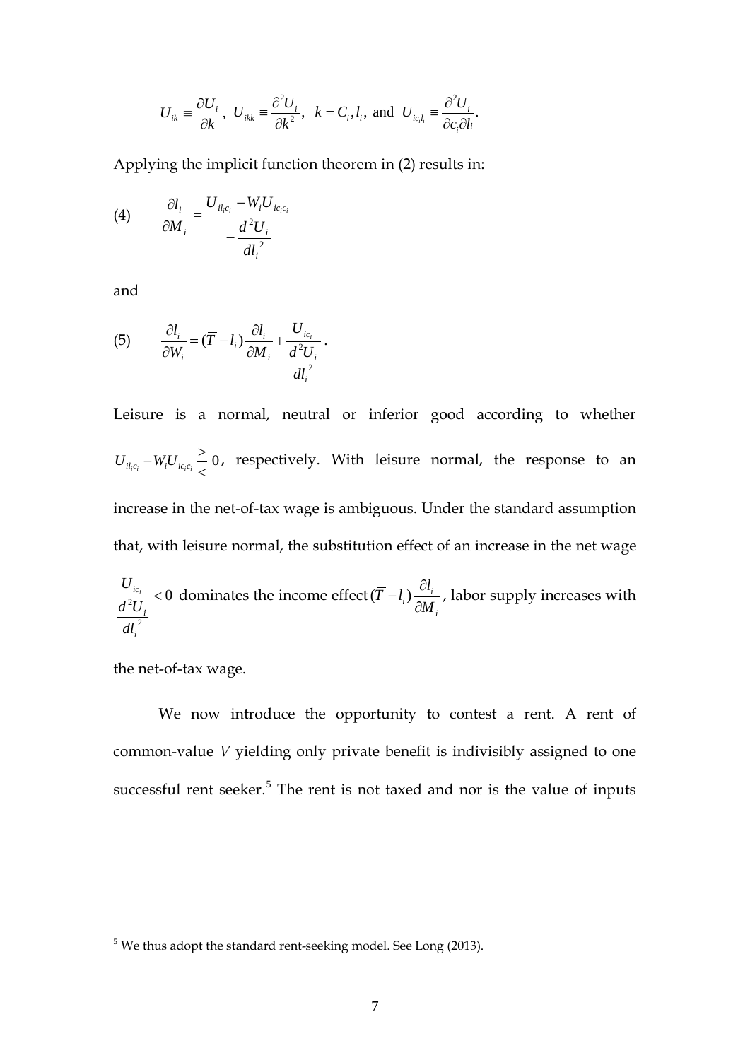$$U_{ik} \equiv \frac{\partial U_i}{\partial k},\;\; U_{ikk} \equiv \frac{\partial^2 U_i}{\partial k^2},\;\; k = C_i, l_i, \text{ and } \; U_{ic_i l_i} \equiv \frac{\partial^2 U_i}{\partial c_i \partial l_i}.$$

Applying the implicit function theorem in (2) results in:

$$\text{(4)} \qquad \frac{\partial l_i}{\partial M_i} = \frac{U_{il_ic_i} - W_i U_{ic_ic_i}}{-\dfrac{d^2 U_i}{dl_i^{\,2}}}$$

and

$$\text{(5)} \qquad \frac{\partial l_i}{\partial W_i} = (\overline{T} - l_i)\frac{\partial l_i}{\partial M_i} + \frac{U_{ic_i}}{\dfrac{d^2 U_i}{dl_i^{\,2}}}.$$

Leisure is a normal, neutral or inferior good according to whether $U_{il_ic_i} - W_i U_{ic_ic_i} \underset{<}{\overset{>}{-}} 0$, respectively. With leisure normal, the response to an increase in the net-of-tax wage is ambiguous. Under the standard assumption that, with leisure normal, the substitution effect of an increase in the net wage $\frac{U_{ic_i}}{\frac{d^2 U_i}{dl_i^{\,2}}} < 0$ dominates the income effect $(\overline{T} - l_i)\frac{\partial l_i}{\partial M_i}$, labor supply increases with the net-of-tax wage.

We now introduce the opportunity to contest a rent. A rent of common-value *V* yielding only private benefit is indivisibly assigned to one successful rent seeker.[5] The rent is not taxed and nor is the value of inputs

---

[5] We thus adopt the standard rent-seeking model. See Long (2013).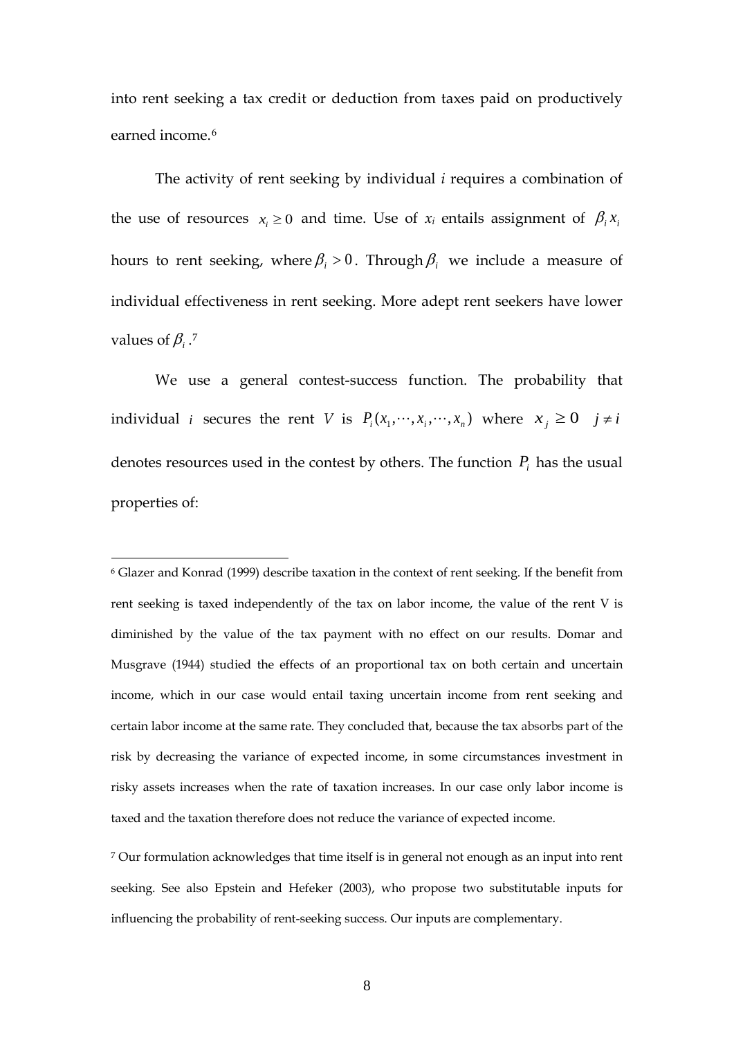into rent seeking a tax credit or deduction from taxes paid on productively earned income.[6]

The activity of rent seeking by individual *i* requires a combination of the use of resources $x_i \geq 0$ and time. Use of $x_i$ entails assignment of $\beta_i x_i$ hours to rent seeking, where $\beta_i > 0$. Through $\beta_i$ we include a measure of individual effectiveness in rent seeking. More adept rent seekers have lower values of $\beta_i$.[7]

We use a general contest-success function. The probability that individual $i$ secures the rent $V$ is $P_i(x_1, \cdots, x_i, \cdots, x_n)$ where $x_j \geq 0 \quad j \neq i$ denotes resources used in the contest by others. The function $P_i$ has the usual properties of:

---

[6] Glazer and Konrad (1999) describe taxation in the context of rent seeking. If the benefit from rent seeking is taxed independently of the tax on labor income, the value of the rent V is diminished by the value of the tax payment with no effect on our results. Domar and Musgrave (1944) studied the effects of an proportional tax on both certain and uncertain income, which in our case would entail taxing uncertain income from rent seeking and certain labor income at the same rate. They concluded that, because the tax absorbs part of the risk by decreasing the variance of expected income, in some circumstances investment in risky assets increases when the rate of taxation increases. In our case only labor income is taxed and the taxation therefore does not reduce the variance of expected income.

[7] Our formulation acknowledges that time itself is in general not enough as an input into rent seeking. See also Epstein and Hefeker (2003), who propose two substitutable inputs for influencing the probability of rent-seeking success. Our inputs are complementary.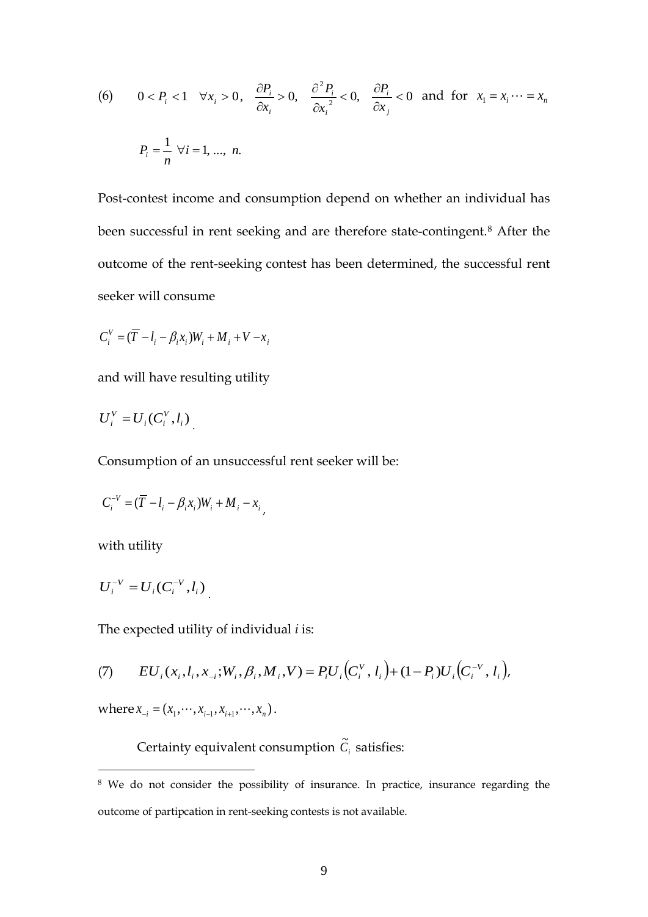$$(6) \qquad 0 < P_i < 1 \quad \forall x_i > 0, \quad \frac{\partial P_i}{\partial x_i} > 0, \quad \frac{\partial^2 P_i}{\partial x_i^{\,2}} < 0, \quad \frac{\partial P_i}{\partial x_j} < 0 \text{ and for } x_1 = x_i \cdots = x_n$$

$$P_i = \frac{1}{n} \;\; \forall i = 1, \ldots, \; n.$$

Post-contest income and consumption depend on whether an individual has been successful in rent seeking and are therefore state-contingent.[8] After the outcome of the rent-seeking contest has been determined, the successful rent seeker will consume

$$C_i^V = (\overline{T} - l_i - \beta_i x_i)W_i + M_i + V - x_i$$

and will have resulting utility

$$U_i^V = U_i(C_i^V, l_i).$$

Consumption of an unsuccessful rent seeker will be:

$$C_i^{-V} = (\overline{T} - l_i - \beta_i x_i)W_i + M_i - x_i,$$

with utility

$$U_i^{-V} = U_i(C_i^{-V}, l_i).$$

The expected utility of individual *i* is:

$$(7) \qquad EU_i(x_i, l_i, x_{-i}; W_i, \beta_i, M_i, V) = P_i U_i\left(C_i^V, l_i\right) + (1 - P_i)U_i\left(C_i^{-V}, l_i\right),$$

where $x_{-i} = (x_1, \cdots, x_{i-1}, x_{i+1}, \cdots, x_n)$.

Certainty equivalent consumption $\tilde{C}_i$ satisfies:

---

[8] We do not consider the possibility of insurance. In practice, insurance regarding the outcome of partipcation in rent-seeking contests is not available.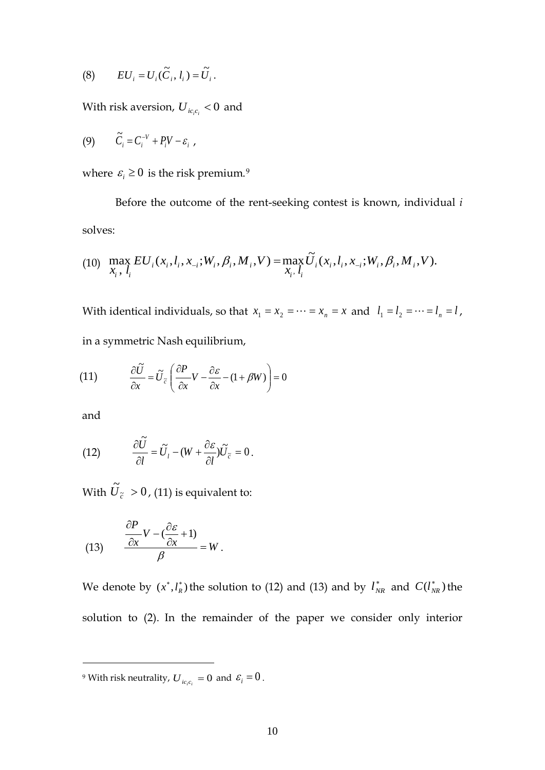$$(8) \qquad EU_i = U_i(\tilde{C}_i, l_i) = \tilde{U}_i .$$

With risk aversion, $U_{ic_ic_i} < 0$ and

$$(9) \qquad \tilde{C}_i = C_i^{-V} + P_i V - \varepsilon_i \ ,$$

where $\varepsilon_i \geq 0$ is the risk premium.[9]

Before the outcome of the rent-seeking contest is known, individual $i$ solves:

$$(10) \quad \max_{x_i,\, l_i} EU_i(x_i, l_i, x_{-i}; W_i, \beta_i, M_i, V) = \max_{x_i,\, l_i} \tilde{U}_i(x_i, l_i, x_{-i}; W_i, \beta_i, M_i, V).$$

With identical individuals, so that $x_1 = x_2 = \cdots = x_n = x$ and $l_1 = l_2 = \cdots = l_n = l$, in a symmetric Nash equilibrium,

$$(11) \qquad \frac{\partial \tilde{U}}{\partial x} = \tilde{U}_{\tilde{c}} \left( \frac{\partial P}{\partial x} V - \frac{\partial \varepsilon}{\partial x} - (1 + \beta W) \right) = 0$$

and

$$(12) \qquad \frac{\partial \tilde{U}}{\partial l} = \tilde{U}_l - (W + \frac{\partial \varepsilon}{\partial l}) \tilde{U}_{\tilde{c}} = 0 .$$

With $\tilde{U}_{\tilde{c}} > 0$, (11) is equivalent to:

$$(13) \qquad \frac{\dfrac{\partial P}{\partial x} V - (\dfrac{\partial \varepsilon}{\partial x} + 1)}{\beta} = W .$$

We denote by $(x^*, l_R^*)$ the solution to (12) and (13) and by $l_{NR}^*$ and $C(l_{NR}^*)$ the solution to (2). In the remainder of the paper we consider only interior

---

[9] With risk neutrality, $U_{ic_ic_i} = 0$ and $\varepsilon_i = 0$.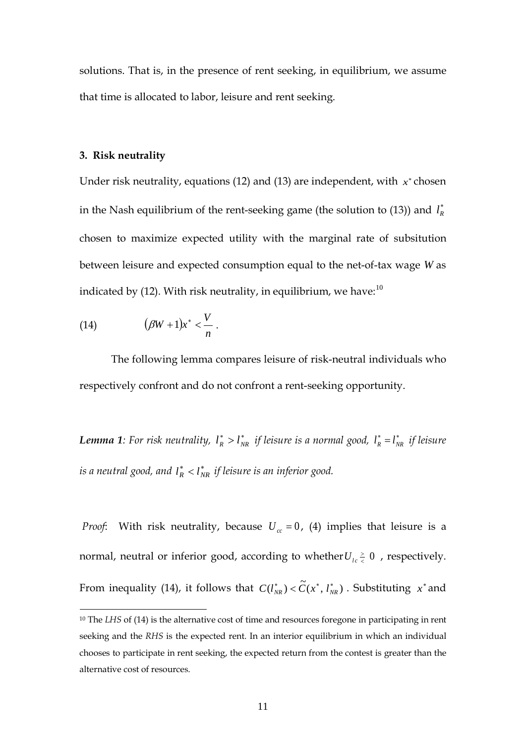solutions. That is, in the presence of rent seeking, in equilibrium, we assume that time is allocated to labor, leisure and rent seeking.

## 3. Risk neutrality

Under risk neutrality, equations (12) and (13) are independent, with $x^*$ chosen in the Nash equilibrium of the rent-seeking game (the solution to (13)) and $l_R^*$ chosen to maximize expected utility with the marginal rate of subsitution between leisure and expected consumption equal to the net-of-tax wage $W$ as indicated by (12). With risk neutrality, in equilibrium, we have:[10]

$$(14) \qquad (\beta W + 1)x^* < \frac{V}{n}.$$

The following lemma compares leisure of risk-neutral individuals who respectively confront and do not confront a rent-seeking opportunity.

***Lemma 1****: For risk neutrality, $l_R^* > l_{NR}^*$ if leisure is a normal good, $l_R^* = l_{NR}^*$ if leisure is a neutral good, and $l_R^* < l_{NR}^*$ if leisure is an inferior good.*

*Proof*: With risk neutrality, because $U_{cc} = 0$, (4) implies that leisure is a normal, neutral or inferior good, according to whether $U_{lc} \gtreqless 0$, respectively. From inequality (14), it follows that $C(l_{NR}^*) < \tilde{C}(x^*, l_{NR}^*)$. Substituting $x^*$ and

[10] The *LHS* of (14) is the alternative cost of time and resources foregone in participating in rent seeking and the *RHS* is the expected rent. In an interior equilibrium in which an individual chooses to participate in rent seeking, the expected return from the contest is greater than the alternative cost of resources.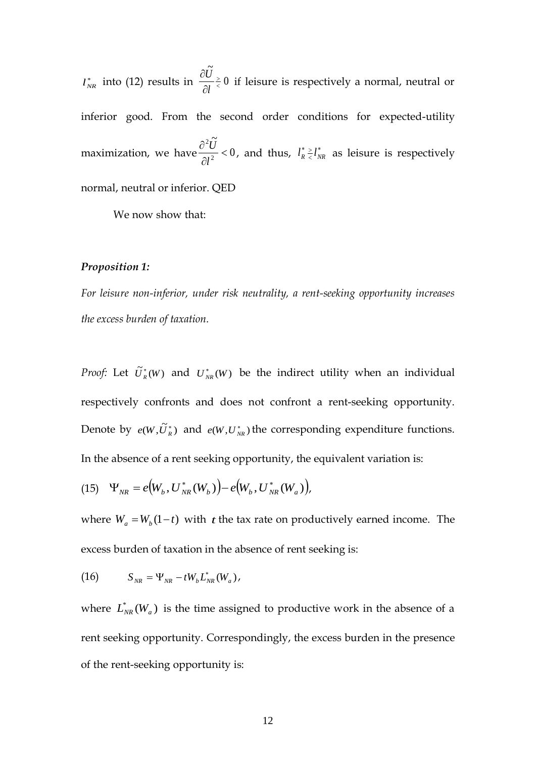$l_{NR}^*$ into (12) results in $\frac{\partial \widetilde{U}}{\partial l} \gtreqless 0$ if leisure is respectively a normal, neutral or inferior good. From the second order conditions for expected-utility maximization, we have $\frac{\partial^2 \widetilde{U}}{\partial l^2} < 0$, and thus, $l_R^* \gtreqless l_{NR}^*$ as leisure is respectively normal, neutral or inferior. QED

We now show that:

***Proposition 1:***

*For leisure non-inferior, under risk neutrality, a rent-seeking opportunity increases the excess burden of taxation.*

*Proof:* Let $\widetilde{U}_R^*(W)$ and $U_{NR}^*(W)$ be the indirect utility when an individual respectively confronts and does not confront a rent-seeking opportunity. Denote by $e(W, \widetilde{U}_R^*)$ and $e(W, U_{NR}^*)$ the corresponding expenditure functions. In the absence of a rent seeking opportunity, the equivalent variation is:

$$(15) \quad \Psi_{NR} = e\left(W_b, U_{NR}^*(W_b)\right) - e\left(W_b, U_{NR}^*(W_a)\right),$$

where $W_a = W_b(1-t)$ with $t$ the tax rate on productively earned income. The excess burden of taxation in the absence of rent seeking is:

$$(16) \qquad S_{NR} = \Psi_{NR} - tW_b L_{NR}^*(W_a),$$

where $L_{NR}^*(W_a)$ is the time assigned to productive work in the absence of a rent seeking opportunity. Correspondingly, the excess burden in the presence of the rent-seeking opportunity is: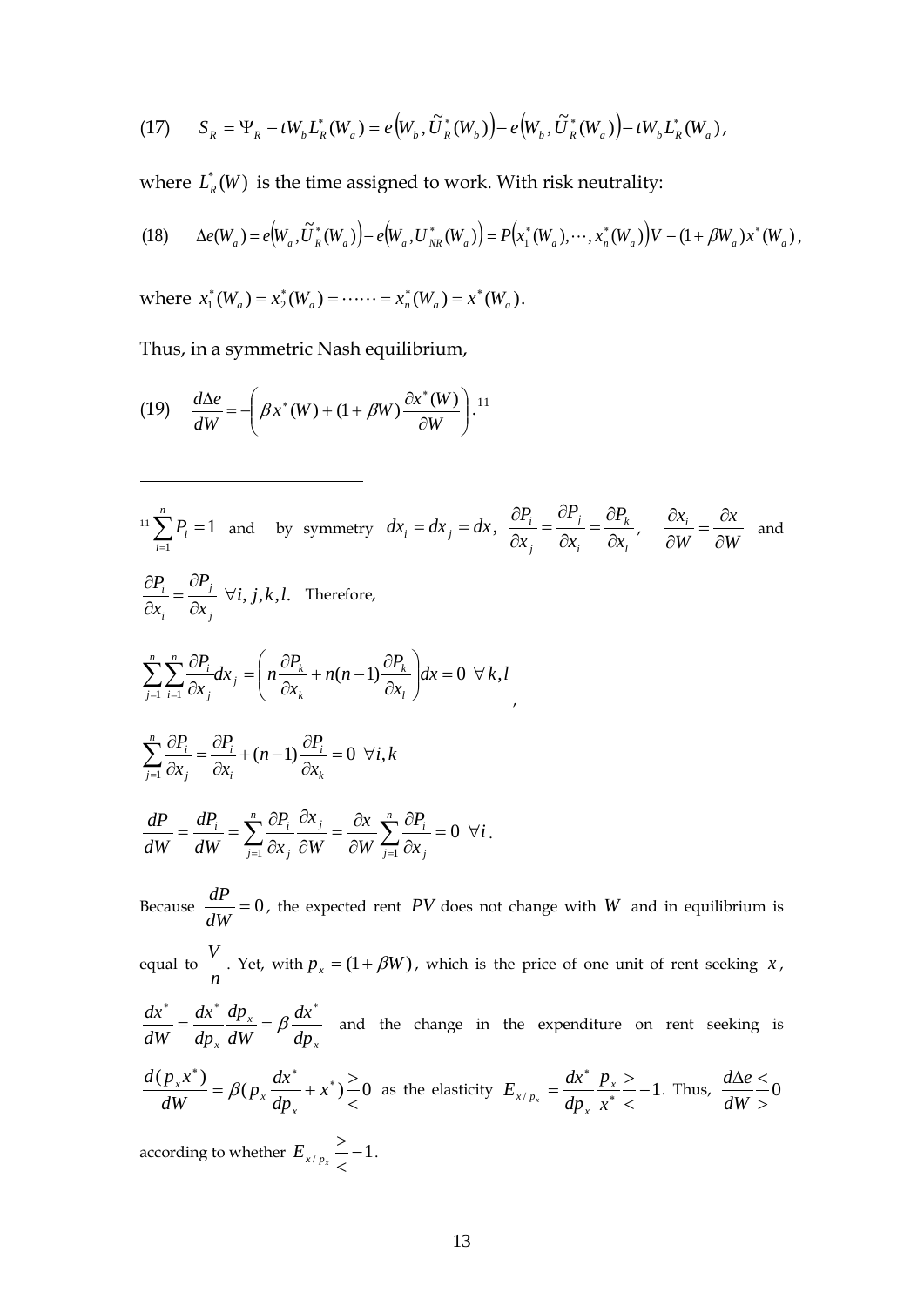$$(17) \qquad S_R = \Psi_R - tW_b L_R^*(W_a) = e\left(W_b, \tilde{U}_R^*(W_b)\right) - e\left(W_b, \tilde{U}_R^*(W_a)\right) - tW_b L_R^*(W_a),$$

where $L_R^*(W)$ is the time assigned to work. With risk neutrality:

$$(18) \qquad \Delta e(W_a) = e\left(W_a, \tilde{U}_R^*(W_a)\right) - e\left(W_a, U_{NR}^*(W_a)\right) = P\left(x_1^*(W_a), \cdots, x_n^*(W_a)\right)V - (1+\beta W_a)x^*(W_a),$$

where $x_1^*(W_a) = x_2^*(W_a) = \cdots\cdots = x_n^*(W_a) = x^*(W_a)$.

Thus, in a symmetric Nash equilibrium,

$$(19) \qquad \frac{d\Delta e}{dW} = -\left(\beta x^*(W) + (1+\beta W)\frac{\partial x^*(W)}{\partial W}\right).^{11}$$

---

[11] $\sum_{i=1}^{n} P_i = 1$ and by symmetry $dx_i = dx_j = dx$, $\frac{\partial P_i}{\partial x_j} = \frac{\partial P_j}{\partial x_i} = \frac{\partial P_k}{\partial x_l}$, $\frac{\partial x_i}{\partial W} = \frac{\partial x}{\partial W}$ and $\frac{\partial P_i}{\partial x_i} = \frac{\partial P_j}{\partial x_j}$ $\forall i, j, k, l.$ Therefore,

$$\sum_{j=1}^{n}\sum_{i=1}^{n}\frac{\partial P_i}{\partial x_j}dx_j = \left(n\frac{\partial P_k}{\partial x_k} + n(n-1)\frac{\partial P_k}{\partial x_l}\right)dx = 0 \ \forall k, l,$$

$$\sum_{j=1}^{n}\frac{\partial P_i}{\partial x_j} = \frac{\partial P_i}{\partial x_i} + (n-1)\frac{\partial P_i}{\partial x_k} = 0 \ \forall i, k$$

$$\frac{dP}{dW} = \frac{dP_i}{dW} = \sum_{j=1}^{n}\frac{\partial P_i}{\partial x_j}\frac{\partial x_j}{\partial W} = \frac{\partial x}{\partial W}\sum_{j=1}^{n}\frac{\partial P_i}{\partial x_j} = 0 \ \forall i.$$

Because $\frac{dP}{dW} = 0$, the expected rent $PV$ does not change with $W$ and in equilibrium is equal to $\frac{V}{n}$. Yet, with $p_x = (1+\beta W)$, which is the price of one unit of rent seeking $x$, $\frac{dx^*}{dW} = \frac{dx^*}{dp_x}\frac{dp_x}{dW} = \beta\frac{dx^*}{dp_x}$ and the change in the expenditure on rent seeking is $\frac{d(p_x x^*)}{dW} = \beta(p_x\frac{dx^*}{dp_x} + x^*)\frac{>}{<}0$ as the elasticity $E_{x/p_x} = \frac{dx^*}{dp_x}\frac{p_x}{x^*}\frac{>}{<}-1$. Thus, $\frac{d\Delta e}{dW}\frac{<}{>}0$ according to whether $E_{x/p_x}\frac{>}{<}-1$.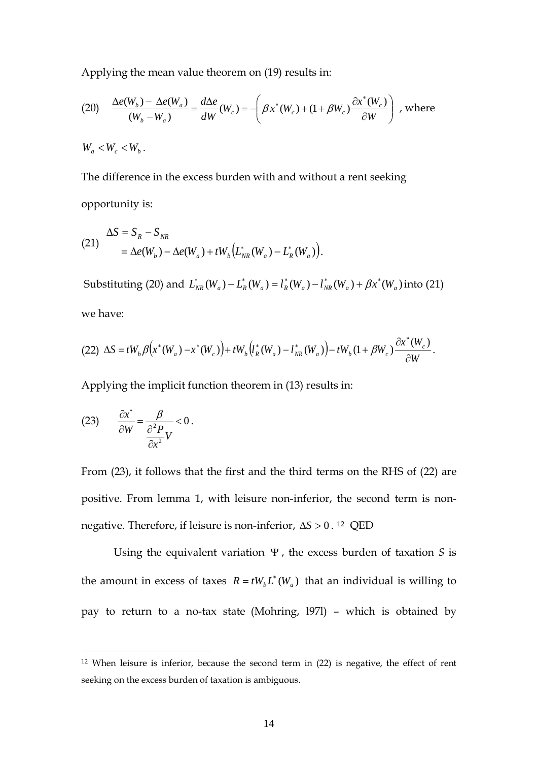Applying the mean value theorem on (19) results in:

$$\text{(20)} \quad \frac{\Delta e(W_b) - \Delta e(W_a)}{(W_b - W_a)} = \frac{d\Delta e}{dW}(W_c) = -\left( \beta x^*(W_c) + (1+\beta W_c)\frac{\partial x^*(W_c)}{\partial W} \right) \text{, where}$$

$W_a < W_c < W_b$.

The difference in the excess burden with and without a rent seeking opportunity is:

$$\text{(21)} \quad \begin{aligned} \Delta S &= S_R - S_{NR} \\ &= \Delta e(W_b) - \Delta e(W_a) + tW_b\left(L^*_{NR}(W_a) - L^*_R(W_a)\right). \end{aligned}$$

Substituting (20) and $L^*_{NR}(W_a) - L^*_R(W_a) = l^*_R(W_a) - l^*_{NR}(W_a) + \beta x^*(W_a)$ into (21) we have:

$$\text{(22)} \quad \Delta S = tW_b\beta\left(x^*(W_a) - x^*(W_c)\right) + tW_b\left(l^*_R(W_a) - l^*_{NR}(W_a)\right) - tW_b(1+\beta W_c)\frac{\partial x^*(W_c)}{\partial W}.$$

Applying the implicit function theorem in (13) results in:

$$\text{(23)} \quad \frac{\partial x^*}{\partial W} = \frac{\beta}{\frac{\partial^2 P}{\partial x^2}V} < 0.$$

From (23), it follows that the first and the third terms on the RHS of (22) are positive. From lemma 1, with leisure non-inferior, the second term is non-negative. Therefore, if leisure is non-inferior, $\Delta S > 0$. [12] QED

Using the equivalent variation $\Psi$, the excess burden of taxation $S$ is the amount in excess of taxes $R = tW_b L^*(W_a)$ that an individual is willing to pay to return to a no-tax state (Mohring, 197l) – which is obtained by

[12] When leisure is inferior, because the second term in (22) is negative, the effect of rent seeking on the excess burden of taxation is ambiguous.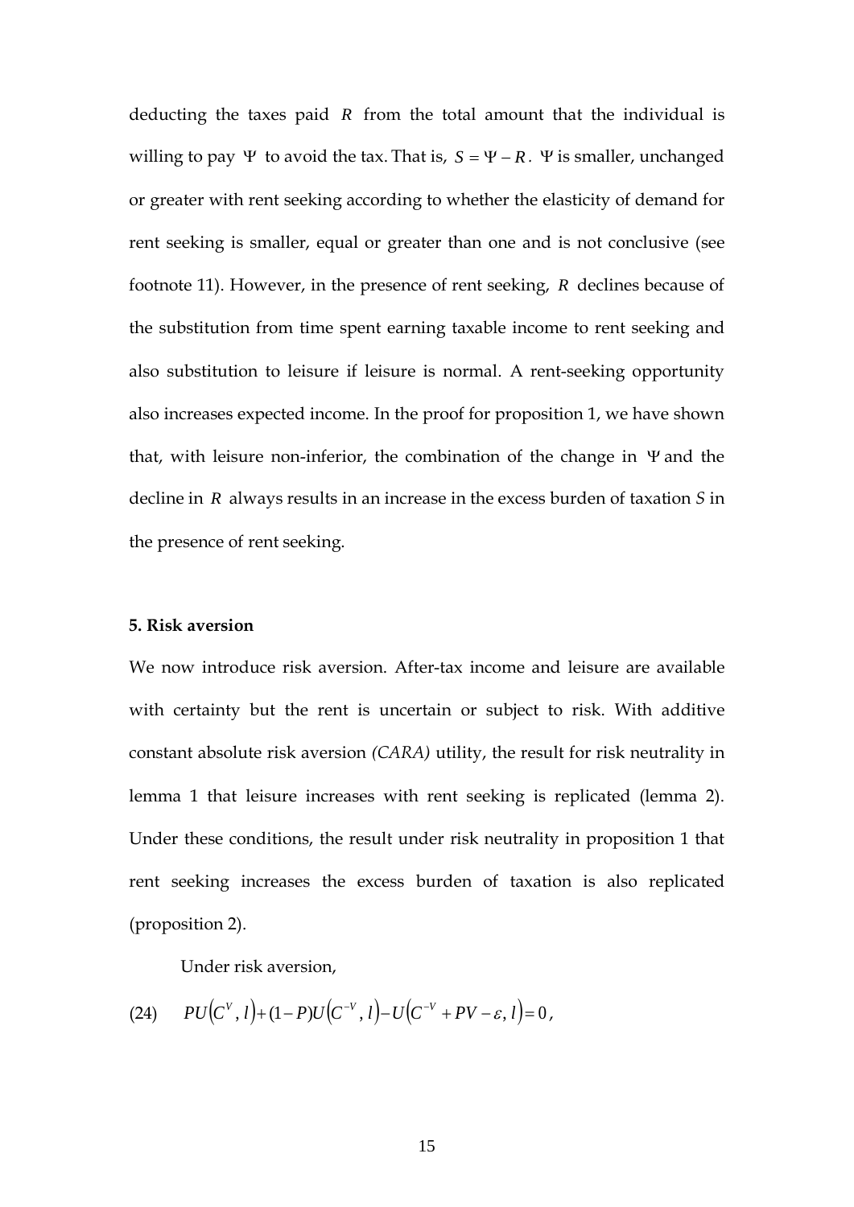deducting the taxes paid $R$ from the total amount that the individual is willing to pay $\Psi$ to avoid the tax. That is, $S = \Psi - R$. $\Psi$ is smaller, unchanged or greater with rent seeking according to whether the elasticity of demand for rent seeking is smaller, equal or greater than one and is not conclusive (see footnote 11). However, in the presence of rent seeking, $R$ declines because of the substitution from time spent earning taxable income to rent seeking and also substitution to leisure if leisure is normal. A rent-seeking opportunity also increases expected income. In the proof for proposition 1, we have shown that, with leisure non-inferior, the combination of the change in $\Psi$ and the decline in $R$ always results in an increase in the excess burden of taxation $S$ in the presence of rent seeking.

**5. Risk aversion**

We now introduce risk aversion. After-tax income and leisure are available with certainty but the rent is uncertain or subject to risk. With additive constant absolute risk aversion *(CARA)* utility, the result for risk neutrality in lemma 1 that leisure increases with rent seeking is replicated (lemma 2). Under these conditions, the result under risk neutrality in proposition 1 that rent seeking increases the excess burden of taxation is also replicated (proposition 2).

Under risk aversion,

$$(24) \quad PU\left(C^{V}, l\right) + (1-P)U\left(C^{-V}, l\right) - U\left(C^{-V} + PV - \varepsilon, l\right) = 0,$$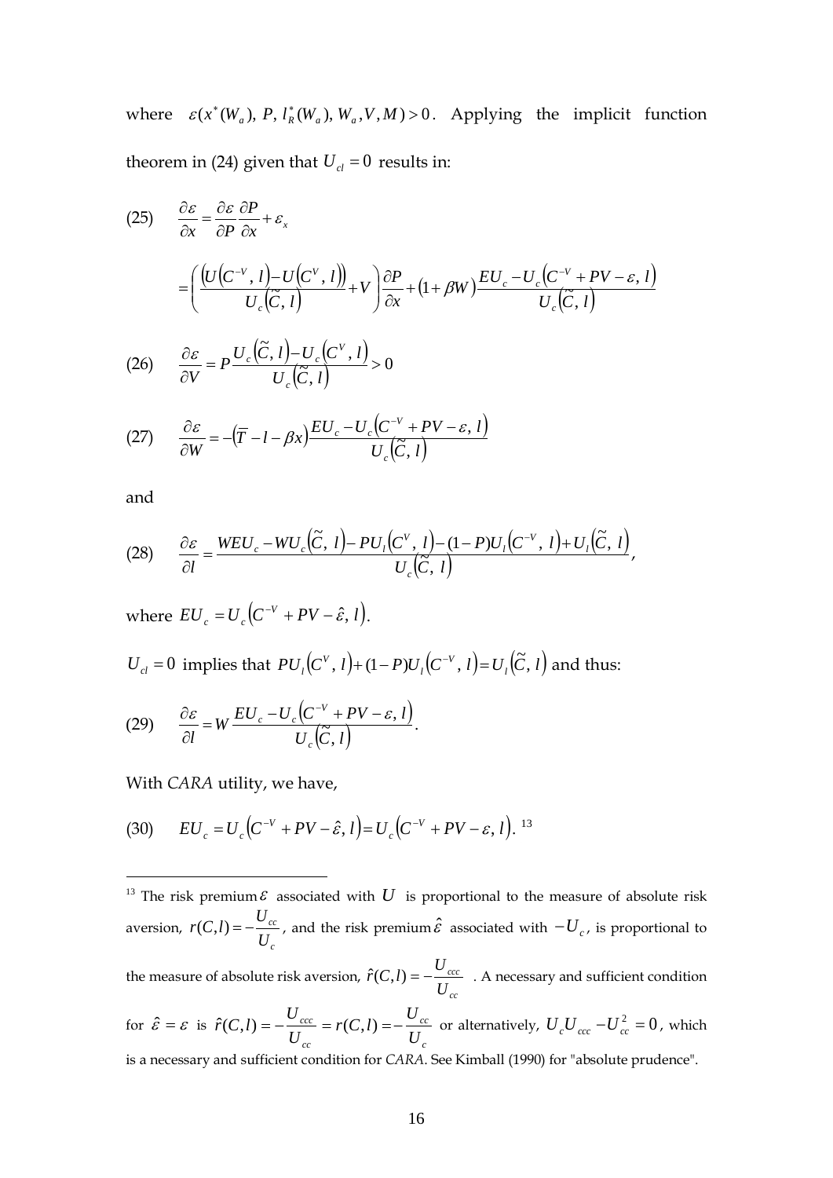where $\varepsilon(x^*(W_a),\ P,\ l_R^*(W_a),\ W_a, V, M) > 0$. Applying the implicit function theorem in (24) given that $U_{cl} = 0$ results in:

$$(25) \quad \frac{\partial \varepsilon}{\partial x} = \frac{\partial \varepsilon}{\partial P}\frac{\partial P}{\partial x} + \varepsilon_x$$

$$= \left( \frac{\left(U\left(C^{-V},\, l\right) - U\left(C^{V},\, l\right)\right)}{U_c\left(\widetilde{C},\, l\right)} + V \right)\frac{\partial P}{\partial x} + \left(1 + \beta W\right)\frac{EU_c - U_c\left(C^{-V} + PV - \varepsilon,\, l\right)}{U_c\left(\widetilde{C},\, l\right)}$$

$$(26) \quad \frac{\partial \varepsilon}{\partial V} = P\frac{U_c\left(\widetilde{C},\, l\right) - U_c\left(C^{V},\, l\right)}{U_c\left(\widetilde{C},\, l\right)} > 0$$

$$(27) \quad \frac{\partial \varepsilon}{\partial W} = -\left(\overline{T} - l - \beta x\right)\frac{EU_c - U_c\left(C^{-V} + PV - \varepsilon,\, l\right)}{U_c\left(\widetilde{C},\, l\right)}$$

and

$$(28) \quad \frac{\partial \varepsilon}{\partial l} = \frac{WEU_c - WU_c\left(\widetilde{C},\, l\right) - PU_l\left(C^{V},\, l\right) - (1-P)U_l\left(C^{-V},\, l\right) + U_l\left(\widetilde{C},\, l\right)}{U_c\left(\widetilde{C},\, l\right)},$$

where $EU_c = U_c\left(C^{-V} + PV - \hat{\varepsilon},\, l\right)$.

$U_{cl} = 0$ implies that $PU_l\left(C^{V},\, l\right) + (1-P)U_l\left(C^{-V},\, l\right) = U_l\left(\widetilde{C},\, l\right)$ and thus:

$$(29) \quad \frac{\partial \varepsilon}{\partial l} = W\frac{EU_c - U_c\left(C^{-V} + PV - \varepsilon,\, l\right)}{U_c\left(\widetilde{C},\, l\right)}.$$

With *CARA* utility, we have,

$$(30) \quad EU_c = U_c\left(C^{-V} + PV - \hat{\varepsilon},\, l\right) = U_c\left(C^{-V} + PV - \varepsilon,\, l\right).$$ [13]

---

[13] The risk premium $\varepsilon$ associated with $U$ is proportional to the measure of absolute risk aversion, $r(C,l) = -\frac{U_{cc}}{U_c}$, and the risk premium $\hat{\varepsilon}$ associated with $-U_c$, is proportional to the measure of absolute risk aversion, $\hat{r}(C,l) = -\frac{U_{ccc}}{U_{cc}}$ . A necessary and sufficient condition for $\hat{\varepsilon} = \varepsilon$ is $\hat{r}(C,l) = -\frac{U_{ccc}}{U_{cc}} = r(C,l) = -\frac{U_{cc}}{U_c}$ or alternatively, $U_c U_{ccc} - U_{cc}^2 = 0$, which is a necessary and sufficient condition for *CARA*. See Kimball (1990) for "absolute prudence".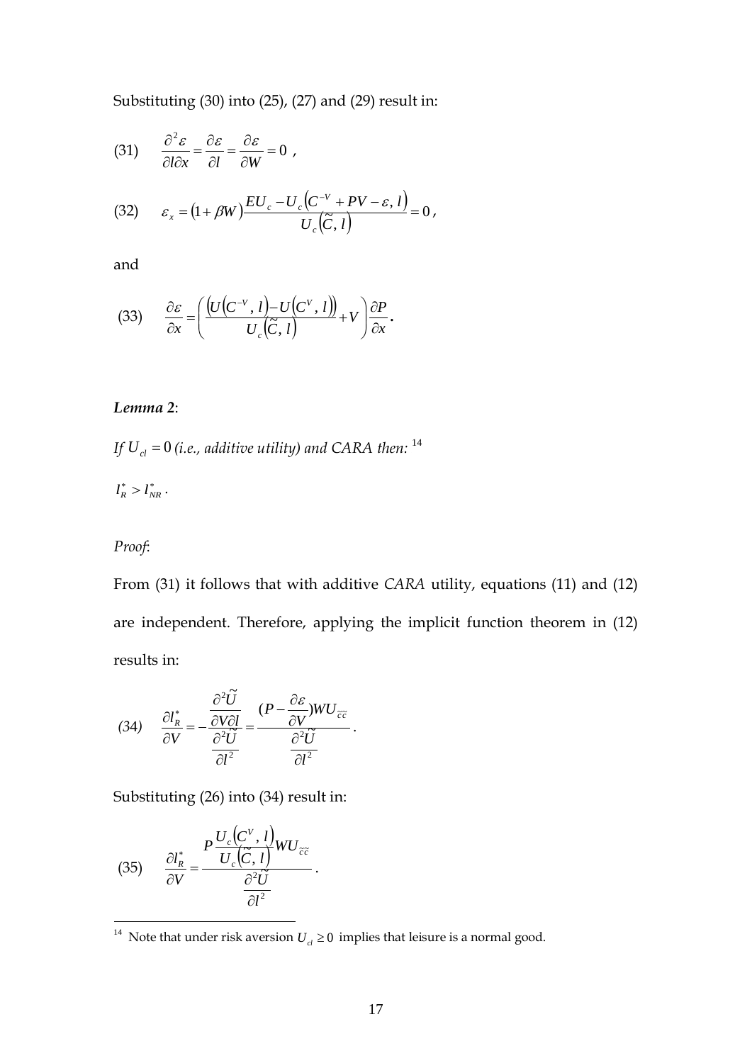Substituting (30) into (25), (27) and (29) result in:

$$(31) \qquad \frac{\partial^2 \varepsilon}{\partial l \partial x} = \frac{\partial \varepsilon}{\partial l} = \frac{\partial \varepsilon}{\partial W} = 0 \ ,$$

$$(32) \qquad \varepsilon_x = (1 + \beta W) \frac{EU_c - U_c\left(C^{-V} + PV - \varepsilon, l\right)}{U_c\left(\widetilde{C}, l\right)} = 0 \, ,$$

and

$$(33) \qquad \frac{\partial \varepsilon}{\partial x} = \left( \frac{\left(U\left(C^{-V}, l\right) - U\left(C^{V}, l\right)\right)}{U_c\left(\widetilde{C}, l\right)} + V \right) \frac{\partial P}{\partial x} .$$

***Lemma 2***:

*If* $U_{cl} = 0$ *(i.e., additive utility) and CARA then:* [14]

$l_R^* > l_{NR}^*$ .

*Proof*:

From (31) it follows that with additive *CARA* utility, equations (11) and (12) are independent. Therefore, applying the implicit function theorem in (12) results in:

$$(34) \qquad \frac{\partial l_R^*}{\partial V} = -\frac{\dfrac{\partial^2 \widetilde{U}}{\partial V \partial l}}{\dfrac{\partial^2 \widetilde{U}}{\partial l^2}} = \frac{(P - \dfrac{\partial \varepsilon}{\partial V}) W U_{\widetilde{c}\widetilde{c}}}{\dfrac{\partial^2 \widetilde{U}}{\partial l^2}} .$$

Substituting (26) into (34) result in:

$$(35) \qquad \frac{\partial l_R^*}{\partial V} = \frac{P \dfrac{U_c\left(C^{V}, l\right)}{U_c\left(\widetilde{C}, l\right)} W U_{\widetilde{c}\widetilde{c}}}{\dfrac{\partial^2 \widetilde{U}}{\partial l^2}} .$$

---

[14] Note that under risk aversion $U_{cl} \geq 0$ implies that leisure is a normal good.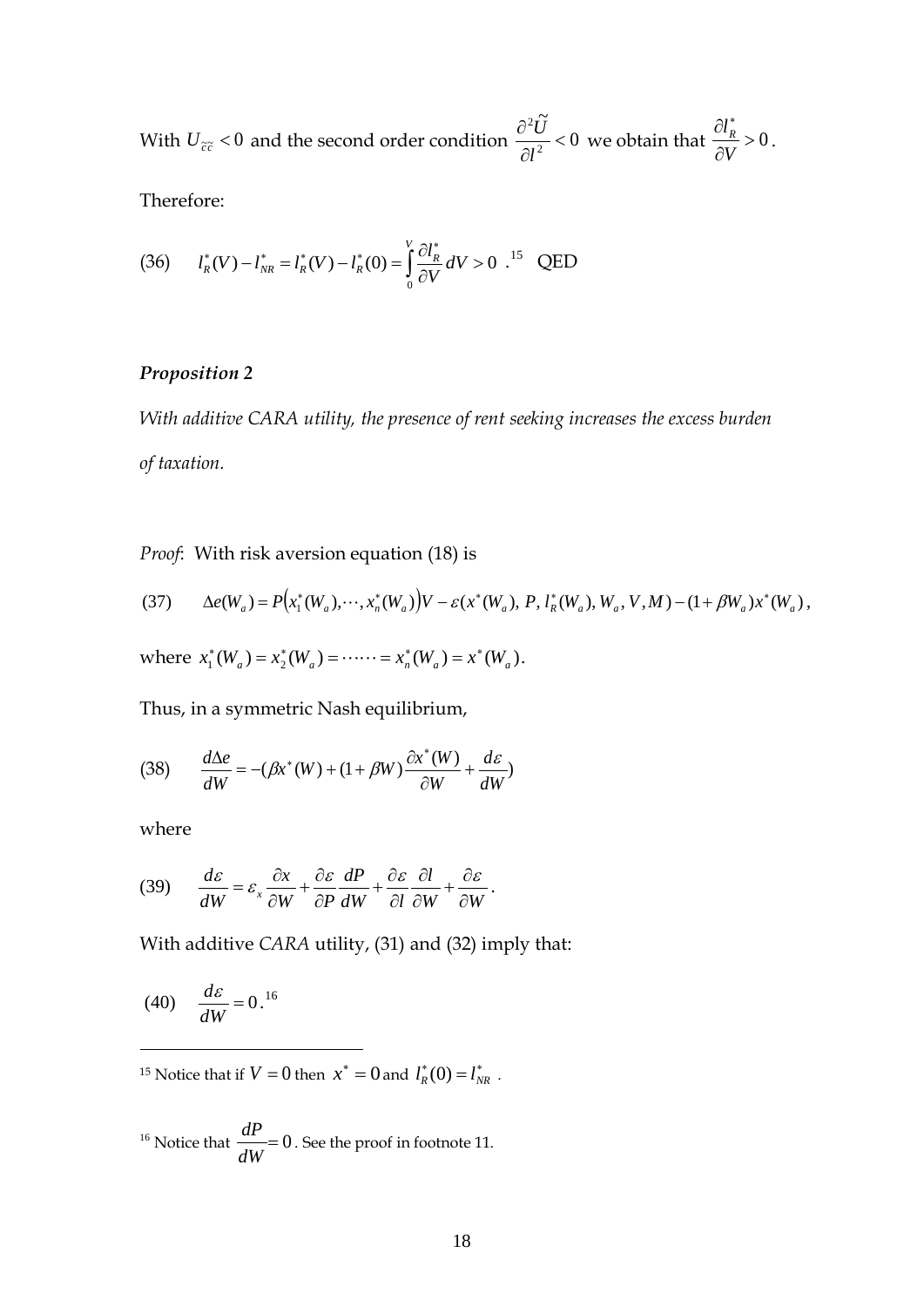With $U_{\tilde{c}\tilde{c}} < 0$ and the second order condition $\dfrac{\partial^2 \widetilde{U}}{\partial l^2} < 0$ we obtain that $\dfrac{\partial l_R^*}{\partial V} > 0$.

Therefore:

$$\text{(36)} \qquad l_R^*(V) - l_{NR}^* = l_R^*(V) - l_R^*(0) = \int_0^V \frac{\partial l_R^*}{\partial V} dV > 0$$

.[15] QED

***Proposition 2***

*With additive CARA utility, the presence of rent seeking increases the excess burden of taxation.*

*Proof*: With risk aversion equation (18) is

$$\text{(37)} \qquad \Delta e(W_a) = P\big(x_1^*(W_a), \cdots, x_n^*(W_a)\big)V - \varepsilon(x^*(W_a),\, P,\, l_R^*(W_a), W_a, V, M) - (1+\beta W_a)x^*(W_a),$$

where $x_1^*(W_a) = x_2^*(W_a) = \cdots\cdots = x_n^*(W_a) = x^*(W_a)$.

Thus, in a symmetric Nash equilibrium,

$$\text{(38)} \qquad \frac{d\Delta e}{dW} = -(\beta x^*(W) + (1+\beta W)\frac{\partial x^*(W)}{\partial W} + \frac{d\varepsilon}{dW})$$

where

$$\text{(39)} \qquad \frac{d\varepsilon}{dW} = \varepsilon_x \frac{\partial x}{\partial W} + \frac{\partial \varepsilon}{\partial P}\frac{dP}{dW} + \frac{\partial \varepsilon}{\partial l}\frac{\partial l}{\partial W} + \frac{\partial \varepsilon}{\partial W}.$$

With additive *CARA* utility, (31) and (32) imply that:

$$\text{(40)} \qquad \frac{d\varepsilon}{dW} = 0.$$

[16]

---

[15] Notice that if $V = 0$ then $x^* = 0$ and $l_R^*(0) = l_{NR}^*$.

[16] Notice that $\dfrac{dP}{dW} = 0$. See the proof in footnote 11.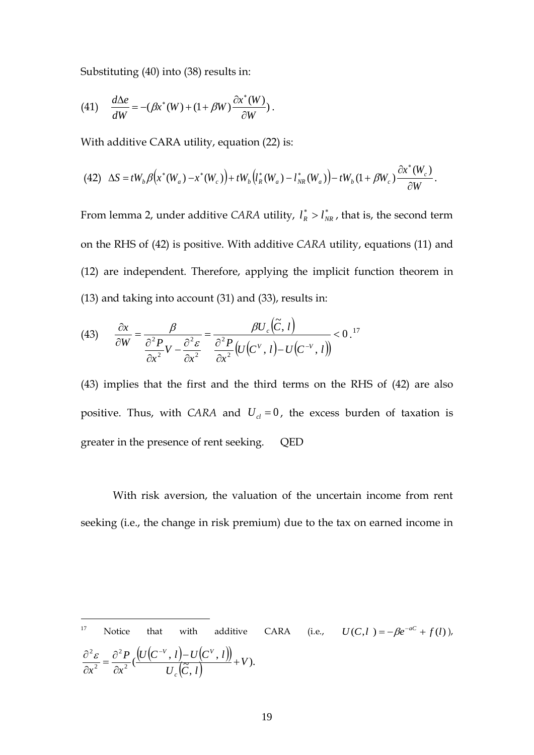Substituting (40) into (38) results in:

$$(41) \quad \frac{d\Delta e}{dW} = -(\beta x^*(W) + (1+\beta W)\frac{\partial x^*(W)}{\partial W}).$$

With additive CARA utility, equation (22) is:

$$(42) \quad \Delta S = tW_b \beta \left(x^*(W_a) - x^*(W_c)\right) + tW_b \left(l_R^*(W_a) - l_{NR}^*(W_a)\right) - tW_b (1+\beta W_c)\frac{\partial x^*(W_c)}{\partial W}.$$

From lemma 2, under additive *CARA* utility, $l_R^* > l_{NR}^*$, that is, the second term on the RHS of (42) is positive. With additive *CARA* utility, equations (11) and (12) are independent. Therefore, applying the implicit function theorem in (13) and taking into account (31) and (33), results in:

$$(43) \quad \frac{\partial x}{\partial W} = \frac{\beta}{\frac{\partial^2 P}{\partial x^2}V - \frac{\partial^2 \varepsilon}{\partial x^2}} = \frac{\beta U_c\left(\tilde{C}, l\right)}{\frac{\partial^2 P}{\partial x^2}\left(U\left(C^V, l\right) - U\left(C^{-V}, l\right)\right)} < 0.$$ [17]

(43) implies that the first and the third terms on the RHS of (42) are also positive. Thus, with *CARA* and $U_{cl} = 0$, the excess burden of taxation is greater in the presence of rent seeking. QED

With risk aversion, the valuation of the uncertain income from rent seeking (i.e., the change in risk premium) due to the tax on earned income in

---

[17] Notice that with additive CARA (i.e., $U(C,l) = -\beta e^{-aC} + f(l)$), $\frac{\partial^2 \varepsilon}{\partial x^2} = \frac{\partial^2 P}{\partial x^2}\left(\frac{\left(U\left(C^{-V}, l\right) - U\left(C^V, l\right)\right)}{U_c\left(\tilde{C}, l\right)} + V\right).$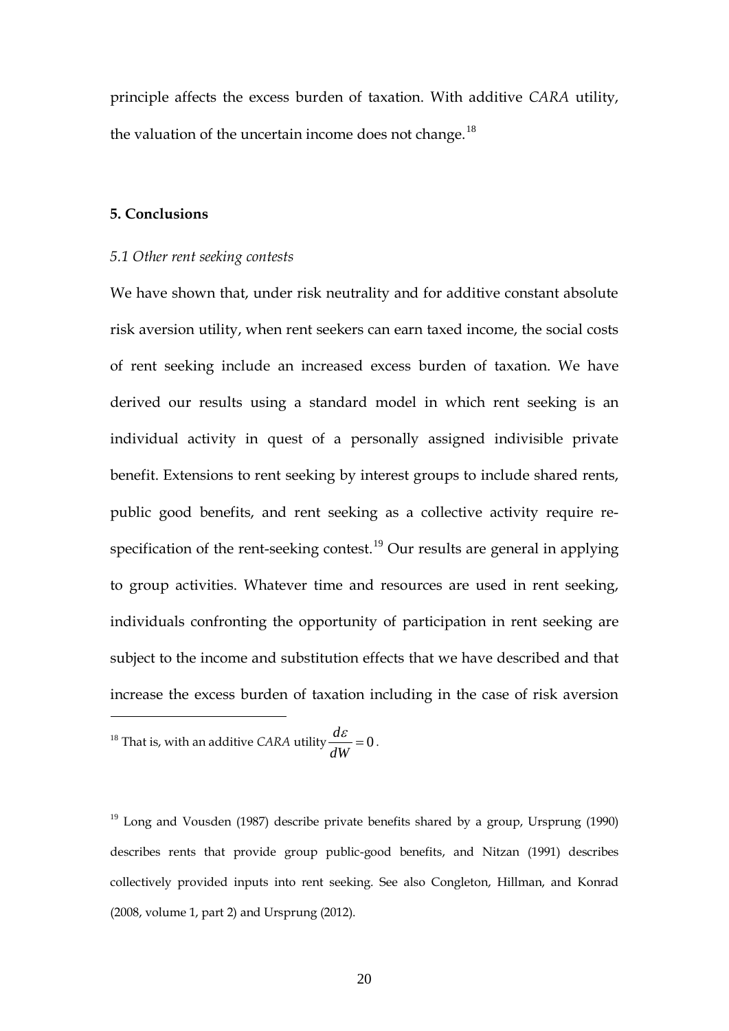principle affects the excess burden of taxation. With additive *CARA* utility, the valuation of the uncertain income does not change.[18]

**5. Conclusions**

*5.1 Other rent seeking contests*

We have shown that, under risk neutrality and for additive constant absolute risk aversion utility, when rent seekers can earn taxed income, the social costs of rent seeking include an increased excess burden of taxation. We have derived our results using a standard model in which rent seeking is an individual activity in quest of a personally assigned indivisible private benefit. Extensions to rent seeking by interest groups to include shared rents, public good benefits, and rent seeking as a collective activity require re-specification of the rent-seeking contest.[19] Our results are general in applying to group activities. Whatever time and resources are used in rent seeking, individuals confronting the opportunity of participation in rent seeking are subject to the income and substitution effects that we have described and that increase the excess burden of taxation including in the case of risk aversion

---

[18] That is, with an additive *CARA* utility $\frac{d\varepsilon}{dW} = 0$.

[19] Long and Vousden (1987) describe private benefits shared by a group, Ursprung (1990) describes rents that provide group public-good benefits, and Nitzan (1991) describes collectively provided inputs into rent seeking. See also Congleton, Hillman, and Konrad (2008, volume 1, part 2) and Ursprung (2012).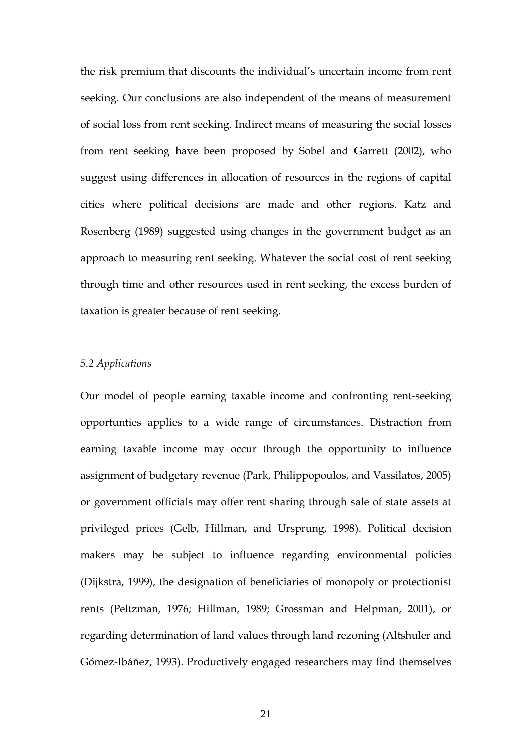the risk premium that discounts the individual's uncertain income from rent seeking. Our conclusions are also independent of the means of measurement of social loss from rent seeking. Indirect means of measuring the social losses from rent seeking have been proposed by Sobel and Garrett (2002), who suggest using differences in allocation of resources in the regions of capital cities where political decisions are made and other regions. Katz and Rosenberg (1989) suggested using changes in the government budget as an approach to measuring rent seeking. Whatever the social cost of rent seeking through time and other resources used in rent seeking, the excess burden of taxation is greater because of rent seeking.

*5.2 Applications*

Our model of people earning taxable income and confronting rent-seeking opportunties applies to a wide range of circumstances. Distraction from earning taxable income may occur through the opportunity to influence assignment of budgetary revenue (Park, Philippopoulos, and Vassilatos, 2005) or government officials may offer rent sharing through sale of state assets at privileged prices (Gelb, Hillman, and Ursprung, 1998). Political decision makers may be subject to influence regarding environmental policies (Dijkstra, 1999), the designation of beneficiaries of monopoly or protectionist rents (Peltzman, 1976; Hillman, 1989; Grossman and Helpman, 2001), or regarding determination of land values through land rezoning (Altshuler and Gómez-Ibáñez, 1993). Productively engaged researchers may find themselves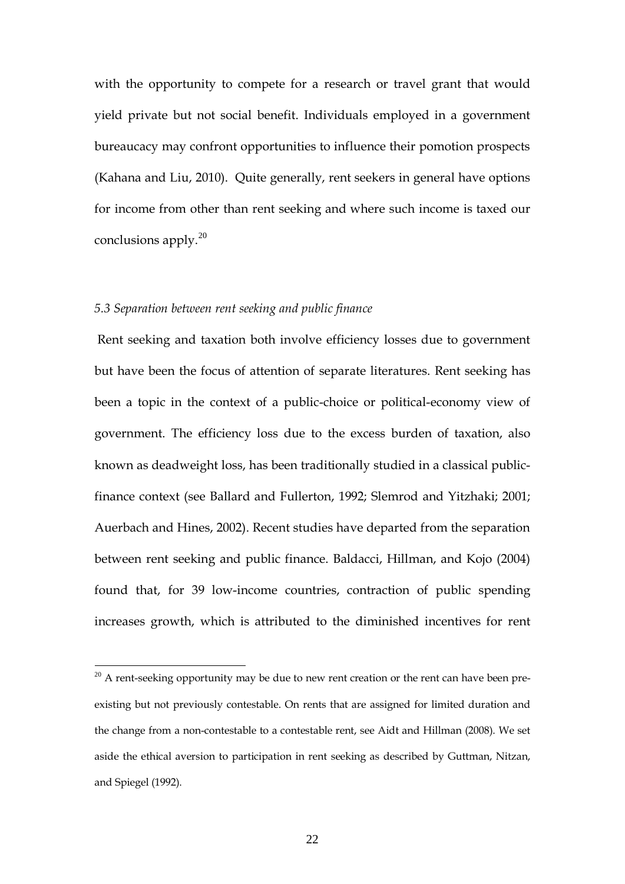with the opportunity to compete for a research or travel grant that would yield private but not social benefit. Individuals employed in a government bureaucacy may confront opportunities to influence their pomotion prospects (Kahana and Liu, 2010). Quite generally, rent seekers in general have options for income from other than rent seeking and where such income is taxed our conclusions apply.[20]

### *5.3 Separation between rent seeking and public finance*

Rent seeking and taxation both involve efficiency losses due to government but have been the focus of attention of separate literatures. Rent seeking has been a topic in the context of a public-choice or political-economy view of government. The efficiency loss due to the excess burden of taxation, also known as deadweight loss, has been traditionally studied in a classical public-finance context (see Ballard and Fullerton, 1992; Slemrod and Yitzhaki; 2001; Auerbach and Hines, 2002). Recent studies have departed from the separation between rent seeking and public finance. Baldacci, Hillman, and Kojo (2004) found that, for 39 low-income countries, contraction of public spending increases growth, which is attributed to the diminished incentives for rent

[20] A rent-seeking opportunity may be due to new rent creation or the rent can have been pre-existing but not previously contestable. On rents that are assigned for limited duration and the change from a non-contestable to a contestable rent, see Aidt and Hillman (2008). We set aside the ethical aversion to participation in rent seeking as described by Guttman, Nitzan, and Spiegel (1992).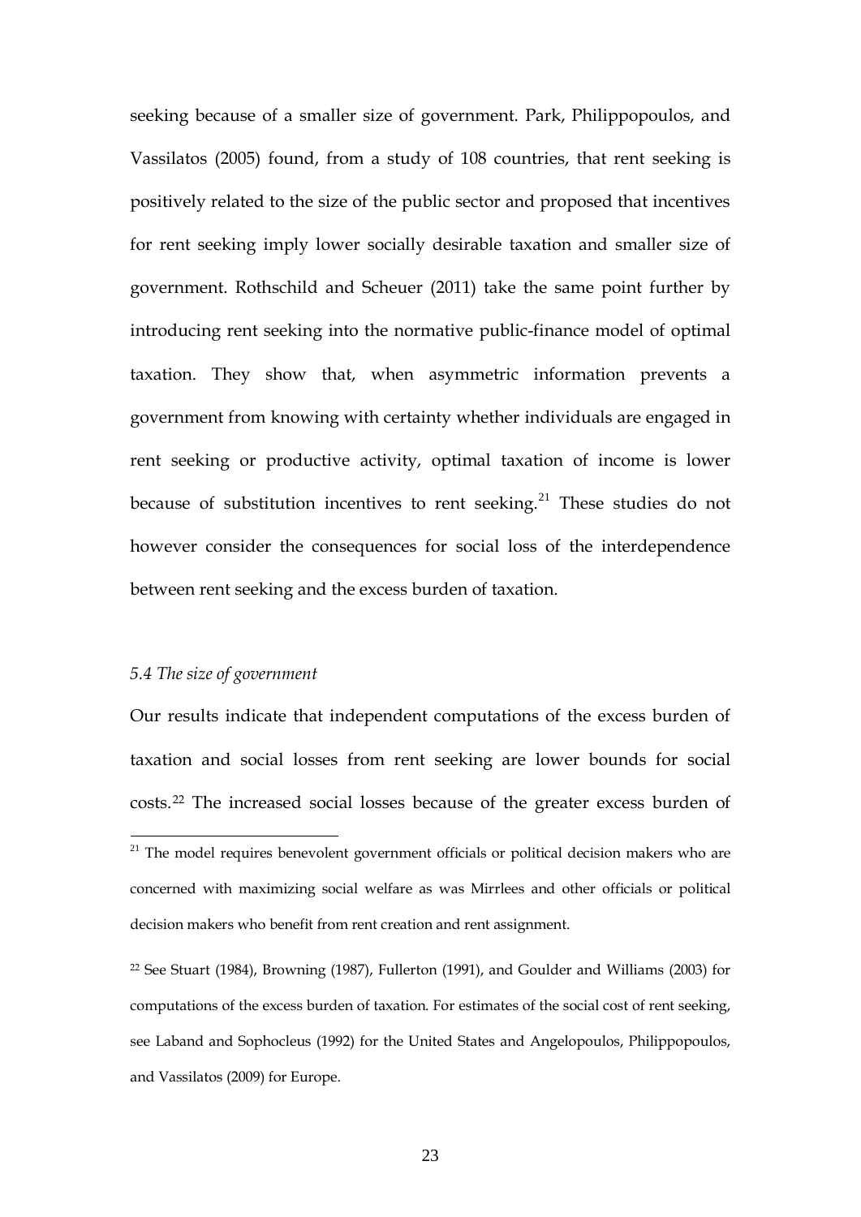seeking because of a smaller size of government. Park, Philippopoulos, and Vassilatos (2005) found, from a study of 108 countries, that rent seeking is positively related to the size of the public sector and proposed that incentives for rent seeking imply lower socially desirable taxation and smaller size of government. Rothschild and Scheuer (2011) take the same point further by introducing rent seeking into the normative public-finance model of optimal taxation. They show that, when asymmetric information prevents a government from knowing with certainty whether individuals are engaged in rent seeking or productive activity, optimal taxation of income is lower because of substitution incentives to rent seeking.[21] These studies do not however consider the consequences for social loss of the interdependence between rent seeking and the excess burden of taxation.

### *5.4 The size of government*

Our results indicate that independent computations of the excess burden of taxation and social losses from rent seeking are lower bounds for social costs.[22] The increased social losses because of the greater excess burden of

---

[21] The model requires benevolent government officials or political decision makers who are concerned with maximizing social welfare as was Mirrlees and other officials or political decision makers who benefit from rent creation and rent assignment.

[22] See Stuart (1984), Browning (1987), Fullerton (1991), and Goulder and Williams (2003) for computations of the excess burden of taxation. For estimates of the social cost of rent seeking, see Laband and Sophocleus (1992) for the United States and Angelopoulos, Philippopoulos, and Vassilatos (2009) for Europe.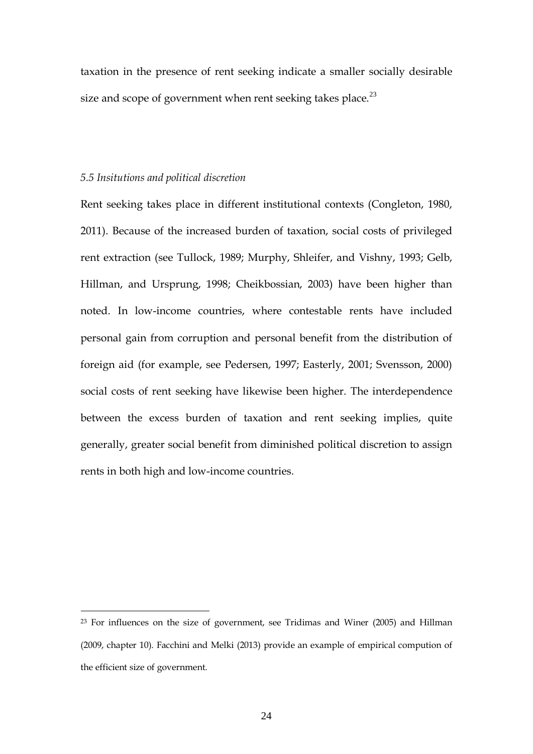taxation in the presence of rent seeking indicate a smaller socially desirable size and scope of government when rent seeking takes place.[23]

### *5.5 Insitutions and political discretion*

Rent seeking takes place in different institutional contexts (Congleton, 1980, 2011). Because of the increased burden of taxation, social costs of privileged rent extraction (see Tullock, 1989; Murphy, Shleifer, and Vishny, 1993; Gelb, Hillman, and Ursprung, 1998; Cheikbossian, 2003) have been higher than noted. In low-income countries, where contestable rents have included personal gain from corruption and personal benefit from the distribution of foreign aid (for example, see Pedersen, 1997; Easterly, 2001; Svensson, 2000) social costs of rent seeking have likewise been higher. The interdependence between the excess burden of taxation and rent seeking implies, quite generally, greater social benefit from diminished political discretion to assign rents in both high and low-income countries.

---

[23] For influences on the size of government, see Tridimas and Winer (2005) and Hillman (2009, chapter 10). Facchini and Melki (2013) provide an example of empirical compution of the efficient size of government.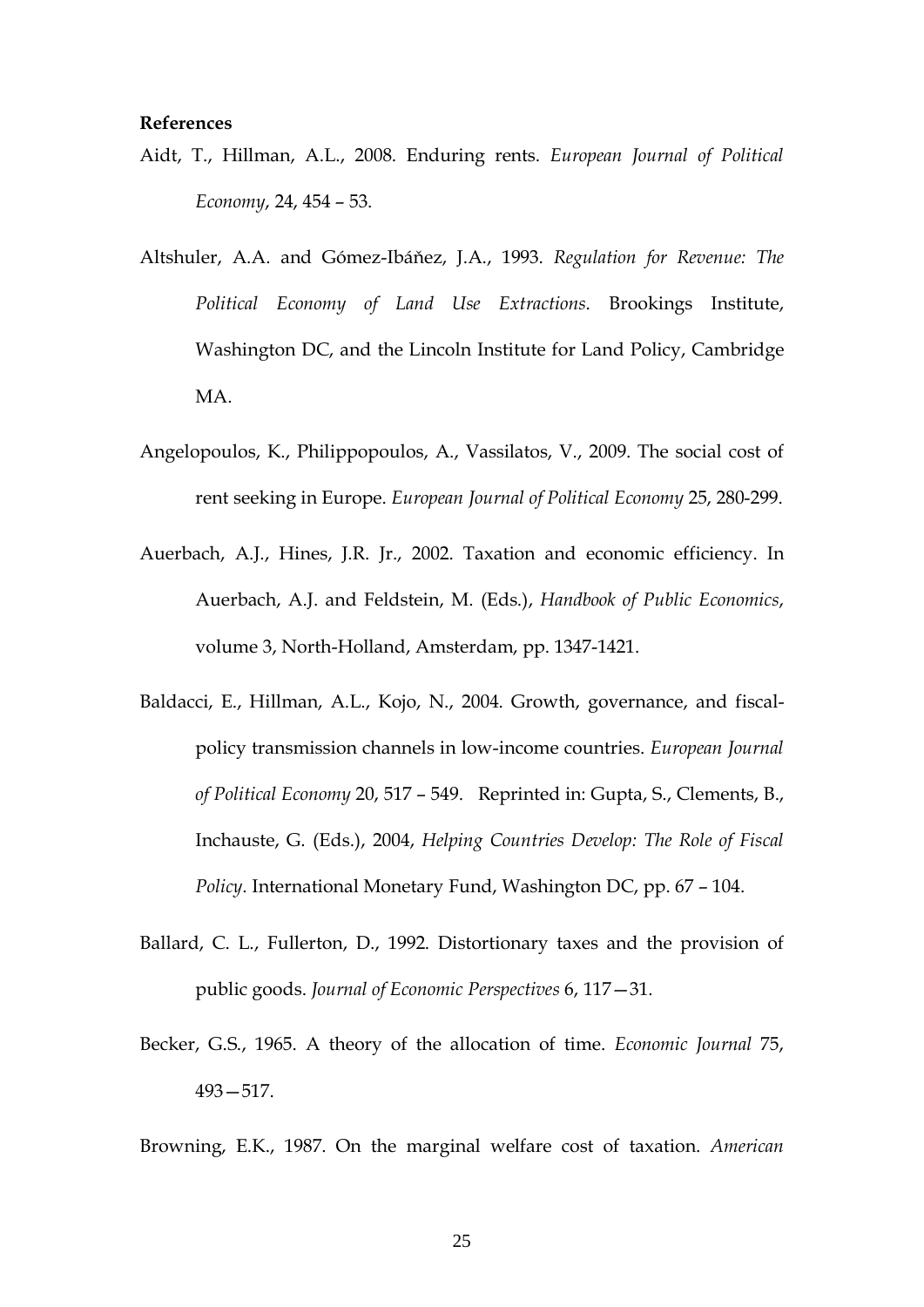**References**

Aidt, T., Hillman, A.L., 2008. Enduring rents. *European Journal of Political Economy*, 24, 454 – 53.

Altshuler, A.A. and Gómez-Ibáňez, J.A., 1993. *Regulation for Revenue: The Political Economy of Land Use Extractions*. Brookings Institute, Washington DC, and the Lincoln Institute for Land Policy, Cambridge MA.

Angelopoulos, K., Philippopoulos, A., Vassilatos, V., 2009. The social cost of rent seeking in Europe. *European Journal of Political Economy* 25, 280-299.

Auerbach, A.J., Hines, J.R. Jr., 2002. Taxation and economic efficiency. In Auerbach, A.J. and Feldstein, M. (Eds.), *Handbook of Public Economics*, volume 3, North-Holland, Amsterdam, pp. 1347-1421.

Baldacci, E., Hillman, A.L., Kojo, N., 2004. Growth, governance, and fiscal-policy transmission channels in low-income countries. *European Journal of Political Economy* 20, 517 – 549. Reprinted in: Gupta, S., Clements, B., Inchauste, G. (Eds.), 2004, *Helping Countries Develop: The Role of Fiscal Policy*. International Monetary Fund, Washington DC, pp. 67 – 104.

Ballard, C. L., Fullerton, D., 1992. Distortionary taxes and the provision of public goods. *Journal of Economic Perspectives* 6, 117—31.

Becker, G.S., 1965. A theory of the allocation of time. *Economic Journal* 75, 493—517.

Browning, E.K., 1987. On the marginal welfare cost of taxation. *American*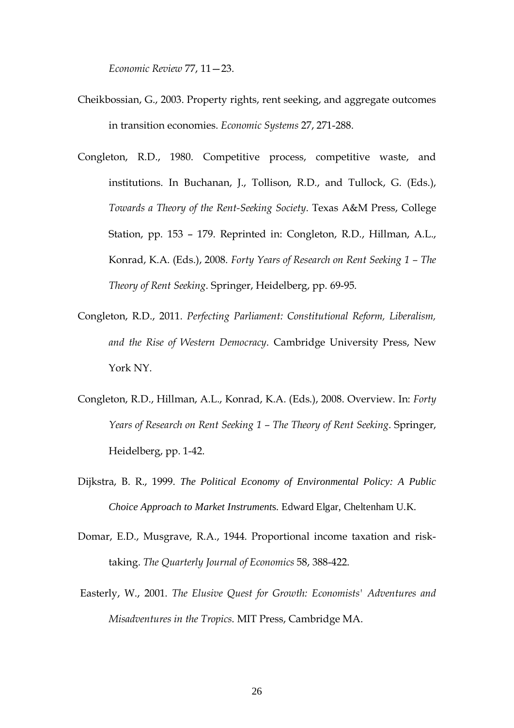*Economic Review* 77, 11—23.

Cheikbossian, G., 2003. Property rights, rent seeking, and aggregate outcomes in transition economies. *Economic Systems* 27, 271-288.

Congleton, R.D., 1980. Competitive process, competitive waste, and institutions. In Buchanan, J., Tollison, R.D., and Tullock, G. (Eds.), *Towards a Theory of the Rent-Seeking Society*. Texas A&M Press, College Station, pp. 153 – 179. Reprinted in: Congleton, R.D., Hillman, A.L., Konrad, K.A. (Eds.), 2008. *Forty Years of Research on Rent Seeking 1 – The Theory of Rent Seeking*. Springer, Heidelberg, pp. 69-95.

Congleton, R.D., 2011. *Perfecting Parliament: Constitutional Reform, Liberalism, and the Rise of Western Democracy*. Cambridge University Press, New York NY.

Congleton, R.D., Hillman, A.L., Konrad, K.A. (Eds.), 2008. Overview. In: *Forty Years of Research on Rent Seeking 1 – The Theory of Rent Seeking*. Springer, Heidelberg, pp. 1-42.

Dijkstra, B. R., 1999. *The Political Economy of Environmental Policy: A Public Choice Approach to Market Instruments*. Edward Elgar, Cheltenham U.K.

Domar, E.D., Musgrave, R.A., 1944. Proportional income taxation and risk-taking. *The Quarterly Journal of Economics* 58, 388-422.

Easterly, W., 2001. *The Elusive Quest for Growth: Economists' Adventures and Misadventures in the Tropics*. MIT Press, Cambridge MA.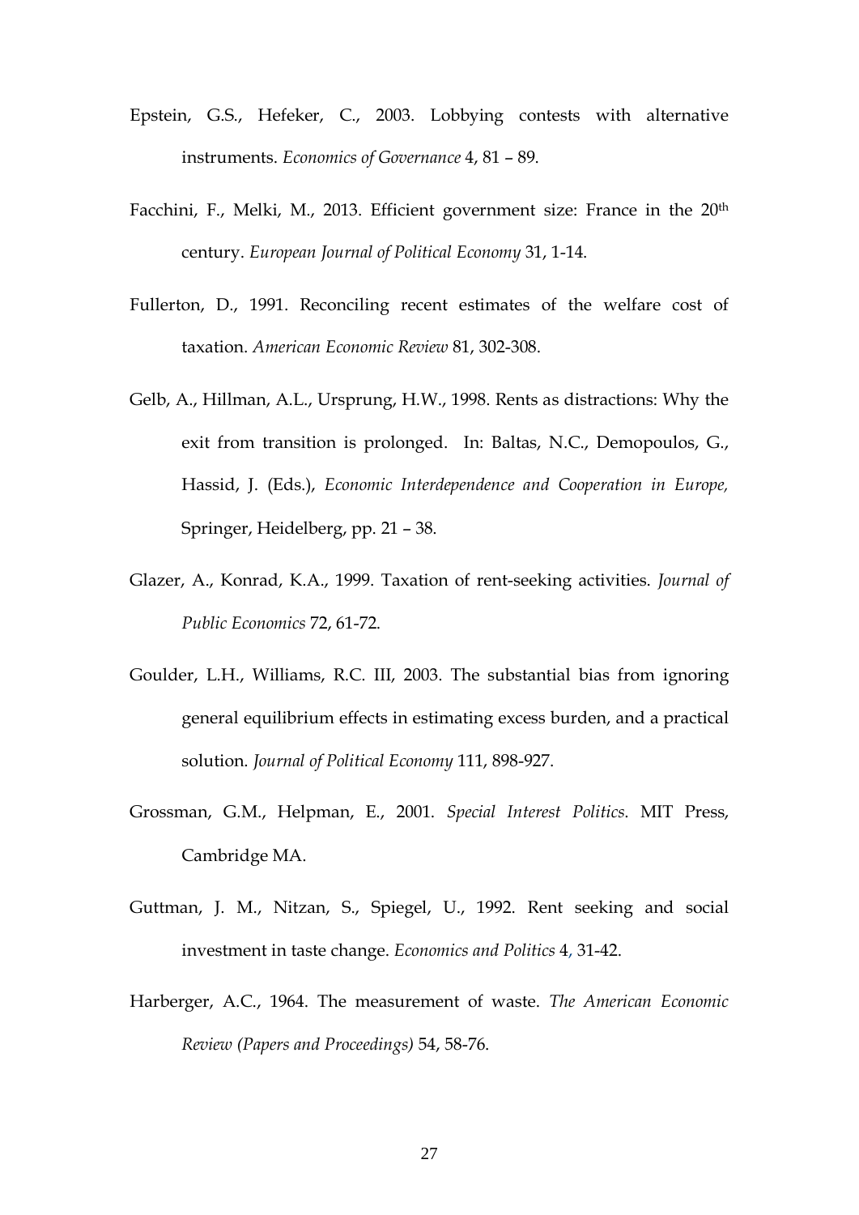Epstein, G.S., Hefeker, C., 2003. Lobbying contests with alternative instruments. *Economics of Governance* 4, 81 – 89.

Facchini, F., Melki, M., 2013. Efficient government size: France in the 20th century. *European Journal of Political Economy* 31, 1-14.

Fullerton, D., 1991. Reconciling recent estimates of the welfare cost of taxation. *American Economic Review* 81, 302-308.

Gelb, A., Hillman, A.L., Ursprung, H.W., 1998. Rents as distractions: Why the exit from transition is prolonged. In: Baltas, N.C., Demopoulos, G., Hassid, J. (Eds.), *Economic Interdependence and Cooperation in Europe,* Springer, Heidelberg, pp. 21 – 38.

Glazer, A., Konrad, K.A., 1999. Taxation of rent-seeking activities. *Journal of Public Economics* 72, 61-72.

Goulder, L.H., Williams, R.C. III, 2003. The substantial bias from ignoring general equilibrium effects in estimating excess burden, and a practical solution. *Journal of Political Economy* 111, 898-927.

Grossman, G.M., Helpman, E., 2001. *Special Interest Politics*. MIT Press, Cambridge MA.

Guttman, J. M., Nitzan, S., Spiegel, U., 1992. Rent seeking and social investment in taste change. *Economics and Politics* 4, 31-42.

Harberger, A.C., 1964. The measurement of waste. *The American Economic Review (Papers and Proceedings)* 54, 58-76.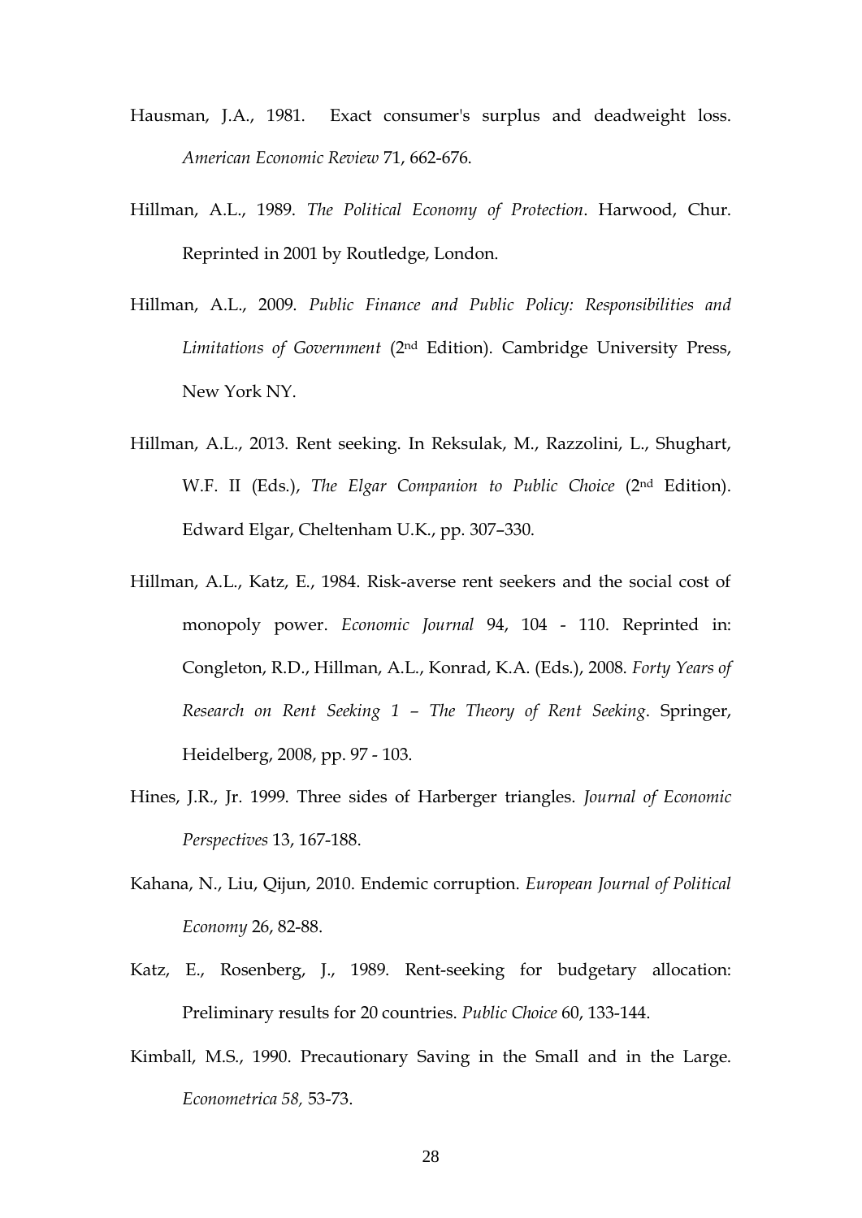Hausman, J.A., 1981. Exact consumer's surplus and deadweight loss. *American Economic Review* 71, 662-676.

Hillman, A.L., 1989. *The Political Economy of Protection*. Harwood, Chur. Reprinted in 2001 by Routledge, London.

Hillman, A.L., 2009. *Public Finance and Public Policy: Responsibilities and Limitations of Government* (2nd Edition). Cambridge University Press, New York NY.

Hillman, A.L., 2013. Rent seeking. In Reksulak, M., Razzolini, L., Shughart, W.F. II (Eds.), *The Elgar Companion to Public Choice* (2nd Edition). Edward Elgar, Cheltenham U.K., pp. 307–330.

Hillman, A.L., Katz, E., 1984. Risk-averse rent seekers and the social cost of monopoly power. *Economic Journal* 94, 104 - 110. Reprinted in: Congleton, R.D., Hillman, A.L., Konrad, K.A. (Eds.), 2008. *Forty Years of Research on Rent Seeking 1 – The Theory of Rent Seeking*. Springer, Heidelberg, 2008, pp. 97 - 103.

Hines, J.R., Jr. 1999. Three sides of Harberger triangles. *Journal of Economic Perspectives* 13, 167-188.

Kahana, N., Liu, Qijun, 2010. Endemic corruption. *European Journal of Political Economy* 26, 82-88.

Katz, E., Rosenberg, J., 1989. Rent-seeking for budgetary allocation: Preliminary results for 20 countries. *Public Choice* 60, 133-144.

Kimball, M.S., 1990. Precautionary Saving in the Small and in the Large. *Econometrica 58,* 53-73.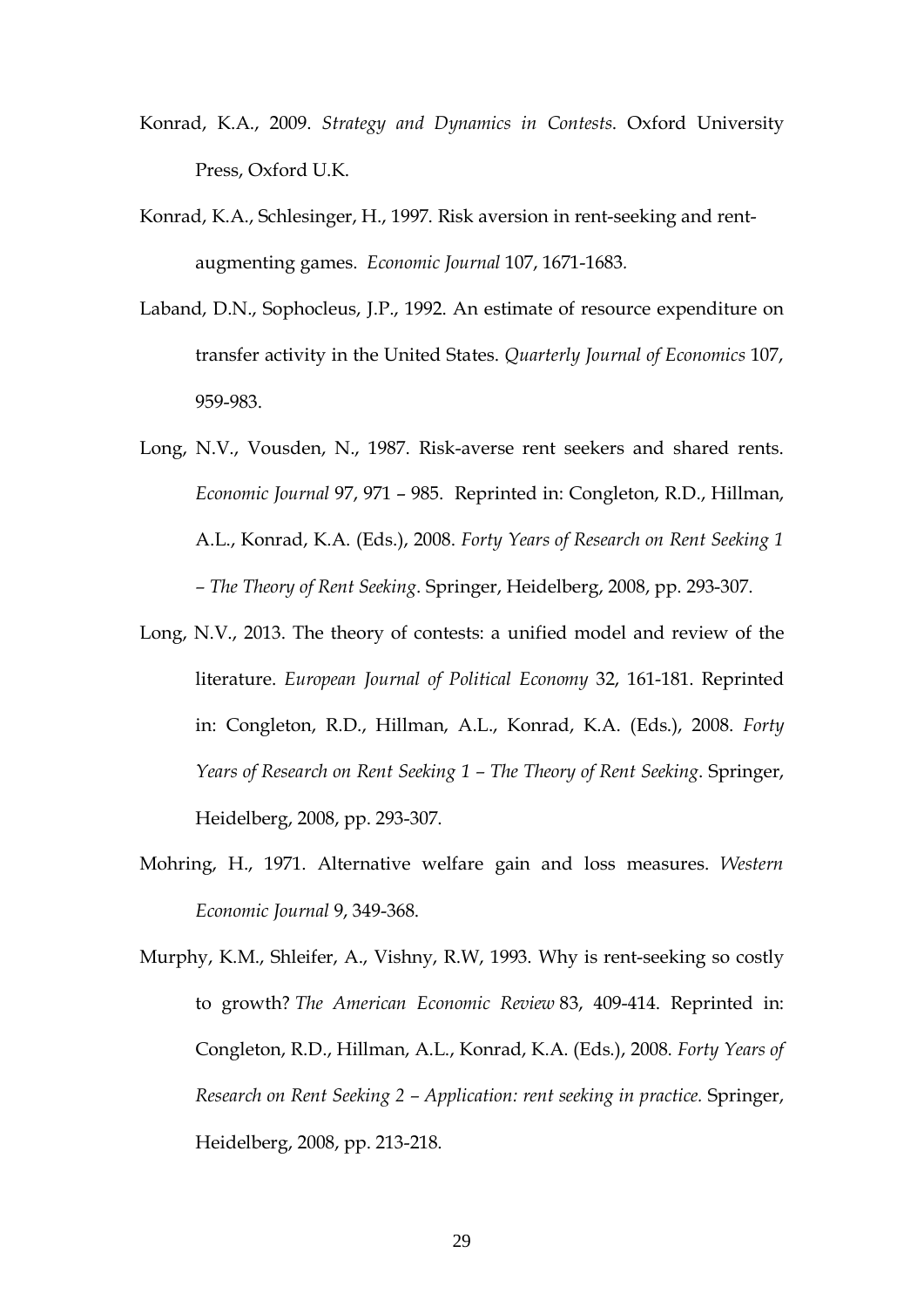Konrad, K.A., 2009. *Strategy and Dynamics in Contests*. Oxford University Press, Oxford U.K.

Konrad, K.A., Schlesinger, H., 1997. Risk aversion in rent-seeking and rent-augmenting games. *Economic Journal* 107, 1671-1683.

Laband, D.N., Sophocleus, J.P., 1992. An estimate of resource expenditure on transfer activity in the United States. *Quarterly Journal of Economics* 107, 959-983.

Long, N.V., Vousden, N., 1987. Risk-averse rent seekers and shared rents. *Economic Journal* 97, 971 – 985. Reprinted in: Congleton, R.D., Hillman, A.L., Konrad, K.A. (Eds.), 2008. *Forty Years of Research on Rent Seeking 1 – The Theory of Rent Seeking*. Springer, Heidelberg, 2008, pp. 293-307.

Long, N.V., 2013. The theory of contests: a unified model and review of the literature. *European Journal of Political Economy* 32, 161-181. Reprinted in: Congleton, R.D., Hillman, A.L., Konrad, K.A. (Eds.), 2008. *Forty Years of Research on Rent Seeking 1 – The Theory of Rent Seeking*. Springer, Heidelberg, 2008, pp. 293-307.

Mohring, H., 1971. Alternative welfare gain and loss measures. *Western Economic Journal* 9, 349-368.

Murphy, K.M., Shleifer, A., Vishny, R.W, 1993. Why is rent-seeking so costly to growth? *The American Economic Review* 83, 409-414. Reprinted in: Congleton, R.D., Hillman, A.L., Konrad, K.A. (Eds.), 2008. *Forty Years of Research on Rent Seeking 2 – Application: rent seeking in practice.* Springer, Heidelberg, 2008, pp. 213-218.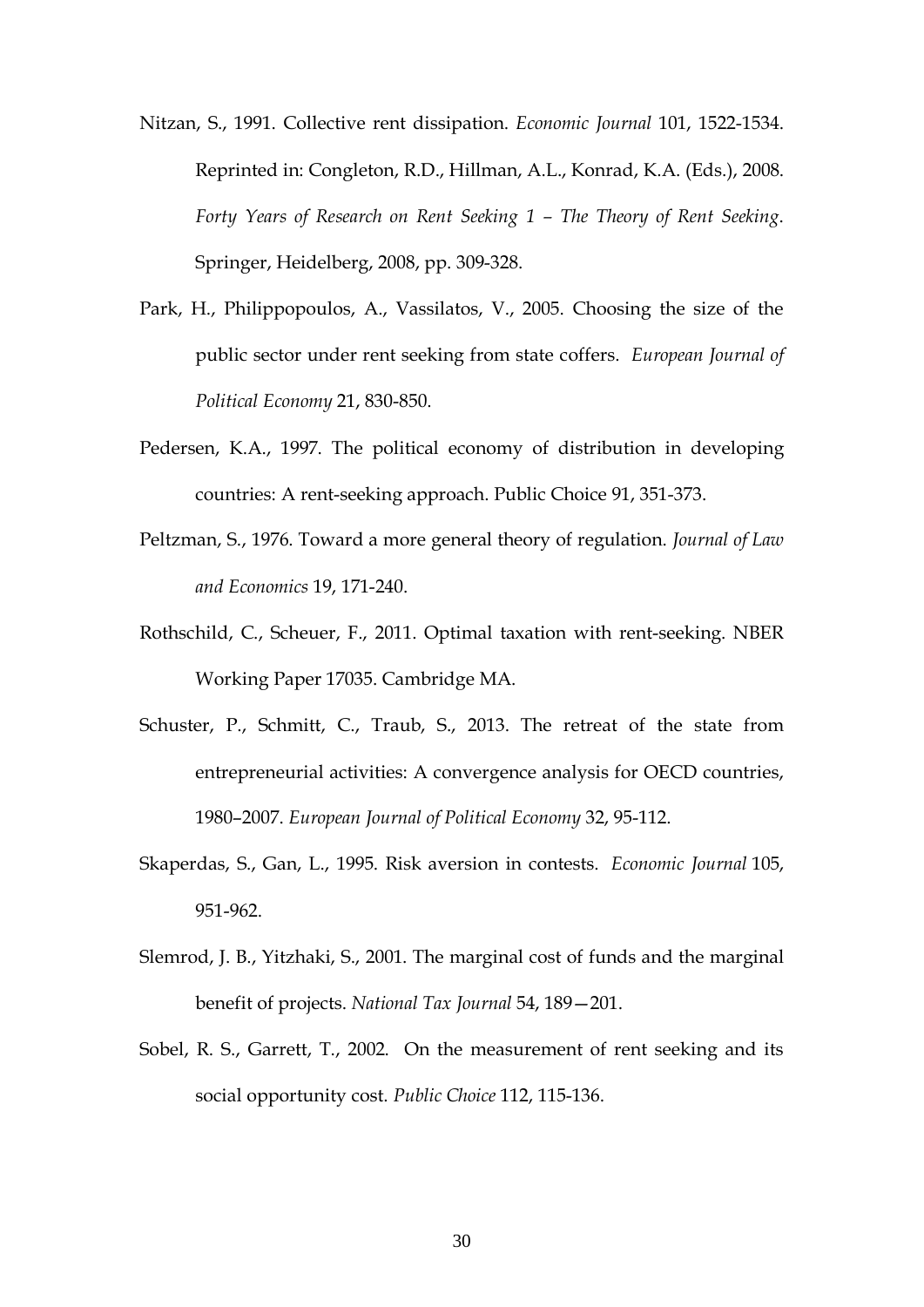Nitzan, S., 1991. Collective rent dissipation. *Economic Journal* 101, 1522-1534. Reprinted in: Congleton, R.D., Hillman, A.L., Konrad, K.A. (Eds.), 2008. *Forty Years of Research on Rent Seeking 1 – The Theory of Rent Seeking*. Springer, Heidelberg, 2008, pp. 309-328.

Park, H., Philippopoulos, A., Vassilatos, V., 2005. Choosing the size of the public sector under rent seeking from state coffers. *European Journal of Political Economy* 21, 830-850.

Pedersen, K.A., 1997. The political economy of distribution in developing countries: A rent-seeking approach. Public Choice 91, 351-373.

Peltzman, S., 1976. Toward a more general theory of regulation. *Journal of Law and Economics* 19, 171-240.

Rothschild, C., Scheuer, F., 2011. Optimal taxation with rent-seeking. NBER Working Paper 17035. Cambridge MA.

Schuster, P., Schmitt, C., Traub, S., 2013. The retreat of the state from entrepreneurial activities: A convergence analysis for OECD countries, 1980–2007. *European Journal of Political Economy* 32, 95-112.

Skaperdas, S., Gan, L., 1995. Risk aversion in contests. *Economic Journal* 105, 951-962.

Slemrod, J. B., Yitzhaki, S., 2001. The marginal cost of funds and the marginal benefit of projects. *National Tax Journal* 54, 189—201.

Sobel, R. S., Garrett, T., 2002. On the measurement of rent seeking and its social opportunity cost. *Public Choice* 112, 115-136.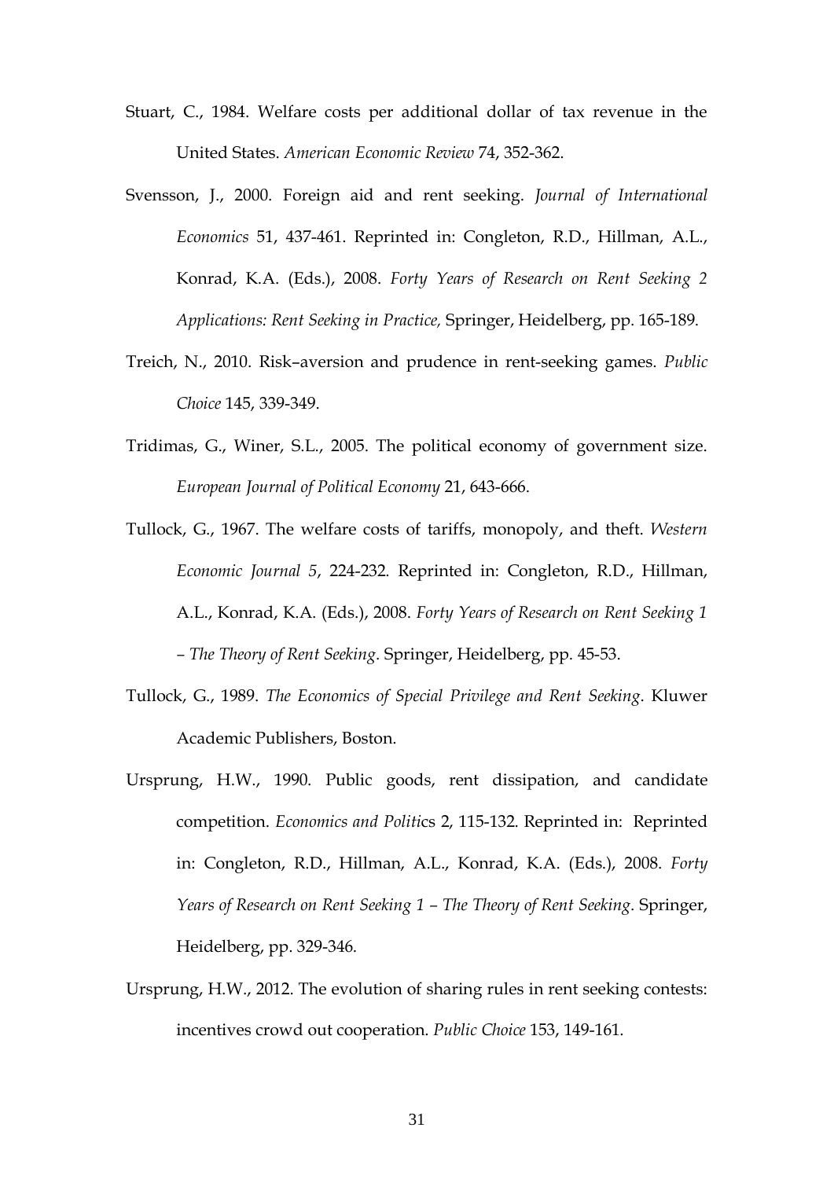Stuart, C., 1984. Welfare costs per additional dollar of tax revenue in the United States. *American Economic Review* 74, 352-362.

Svensson, J., 2000. Foreign aid and rent seeking. *Journal of International Economics* 51, 437-461. Reprinted in: Congleton, R.D., Hillman, A.L., Konrad, K.A. (Eds.), 2008. *Forty Years of Research on Rent Seeking 2 Applications: Rent Seeking in Practice,* Springer, Heidelberg, pp. 165-189.

Treich, N., 2010. Risk–aversion and prudence in rent-seeking games. *Public Choice* 145, 339-349.

Tridimas, G., Winer, S.L., 2005. The political economy of government size. *European Journal of Political Economy* 21, 643-666.

Tullock, G., 1967. The welfare costs of tariffs, monopoly, and theft. *Western Economic Journal 5*, 224-232. Reprinted in: Congleton, R.D., Hillman, A.L., Konrad, K.A. (Eds.), 2008. *Forty Years of Research on Rent Seeking 1 – The Theory of Rent Seeking*. Springer, Heidelberg, pp. 45-53.

Tullock, G., 1989. *The Economics of Special Privilege and Rent Seeking*. Kluwer Academic Publishers, Boston.

Ursprung, H.W., 1990. Public goods, rent dissipation, and candidate competition. *Economics and Politi*cs 2, 115-132. Reprinted in: Reprinted in: Congleton, R.D., Hillman, A.L., Konrad, K.A. (Eds.), 2008. *Forty Years of Research on Rent Seeking 1 – The Theory of Rent Seeking*. Springer, Heidelberg, pp. 329-346.

Ursprung, H.W., 2012. The evolution of sharing rules in rent seeking contests: incentives crowd out cooperation. *Public Choice* 153, 149-161.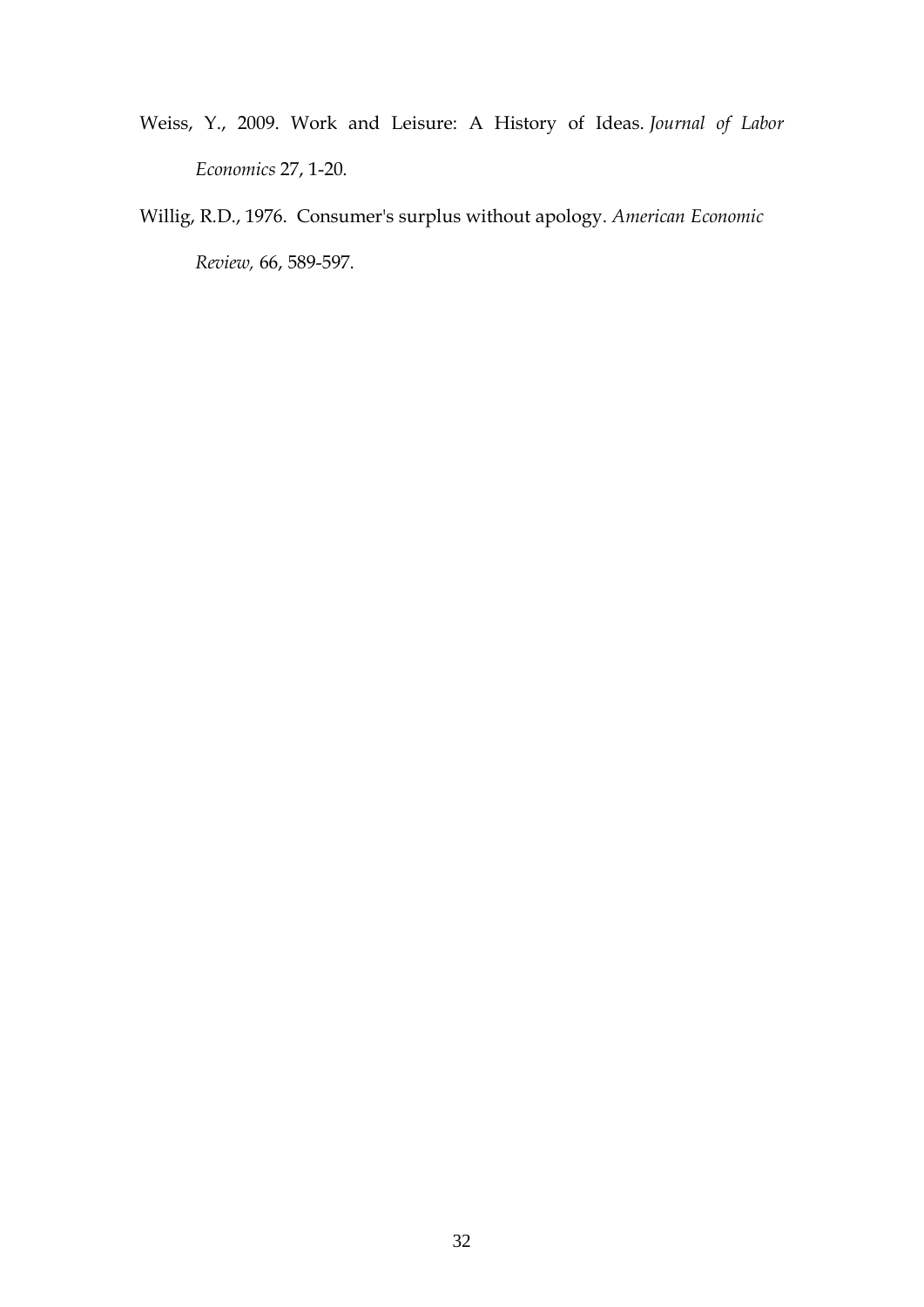Weiss, Y., 2009. Work and Leisure: A History of Ideas. *Journal of Labor Economics* 27, 1-20.

Willig, R.D., 1976. Consumer's surplus without apology. *American Economic Review,* 66, 589-597.